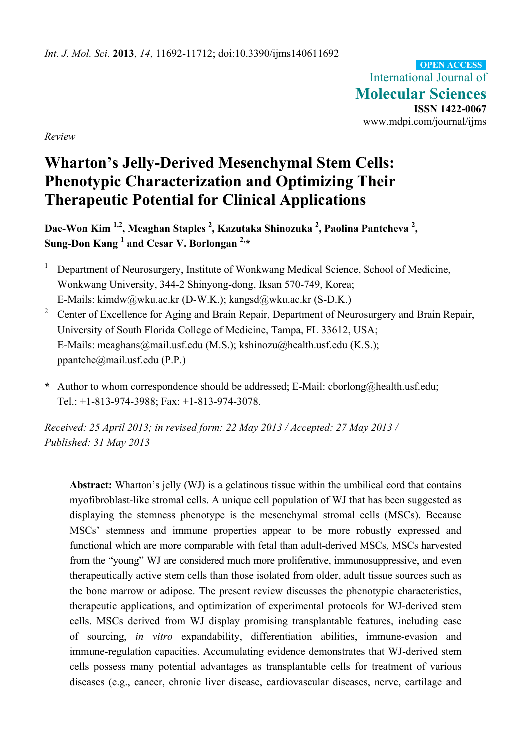Review

# Wharton's Jelly-Derived Mesenchymal Stem Cells: Phenotypic Characterization and Optimizing Their Therapeutic Potential for Clinical Applications

**Dae-Won Kim [1,2], Meaghan Staples [2], Kazutaka Shinozuka [2], Paolina Pantcheva [2], Sung-Don Kang [1] and Cesar V. Borlongan [2,*]**

[1] Department of Neurosurgery, Institute of Wonkwang Medical Science, School of Medicine, Wonkwang University, 344-2 Shinyong-dong, Iksan 570-749, Korea; E-Mails: kimdw@wku.ac.kr (D-W.K.); kangsd@wku.ac.kr (S-D.K.)

[2] Center of Excellence for Aging and Brain Repair, Department of Neurosurgery and Brain Repair, University of South Florida College of Medicine, Tampa, FL 33612, USA; E-Mails: meaghans@mail.usf.edu (M.S.); kshinozu@health.usf.edu (K.S.); ppantche@mail.usf.edu (P.P.)

* Author to whom correspondence should be addressed; E-Mail: cborlong@health.usf.edu; Tel.: +1-813-974-3988; Fax: +1-813-974-3078.

*Received: 25 April 2013; in revised form: 22 May 2013 / Accepted: 27 May 2013 / Published: 31 May 2013*

---

**Abstract:** Wharton's jelly (WJ) is a gelatinous tissue within the umbilical cord that contains myofibroblast-like stromal cells. A unique cell population of WJ that has been suggested as displaying the stemness phenotype is the mesenchymal stromal cells (MSCs). Because MSCs' stemness and immune properties appear to be more robustly expressed and functional which are more comparable with fetal than adult-derived MSCs, MSCs harvested from the "young" WJ are considered much more proliferative, immunosuppressive, and even therapeutically active stem cells than those isolated from older, adult tissue sources such as the bone marrow or adipose. The present review discusses the phenotypic characteristics, therapeutic applications, and optimization of experimental protocols for WJ-derived stem cells. MSCs derived from WJ display promising transplantable features, including ease of sourcing, *in vitro* expandability, differentiation abilities, immune-evasion and immune-regulation capacities. Accumulating evidence demonstrates that WJ-derived stem cells possess many potential advantages as transplantable cells for treatment of various diseases (e.g., cancer, chronic liver disease, cardiovascular diseases, nerve, cartilage and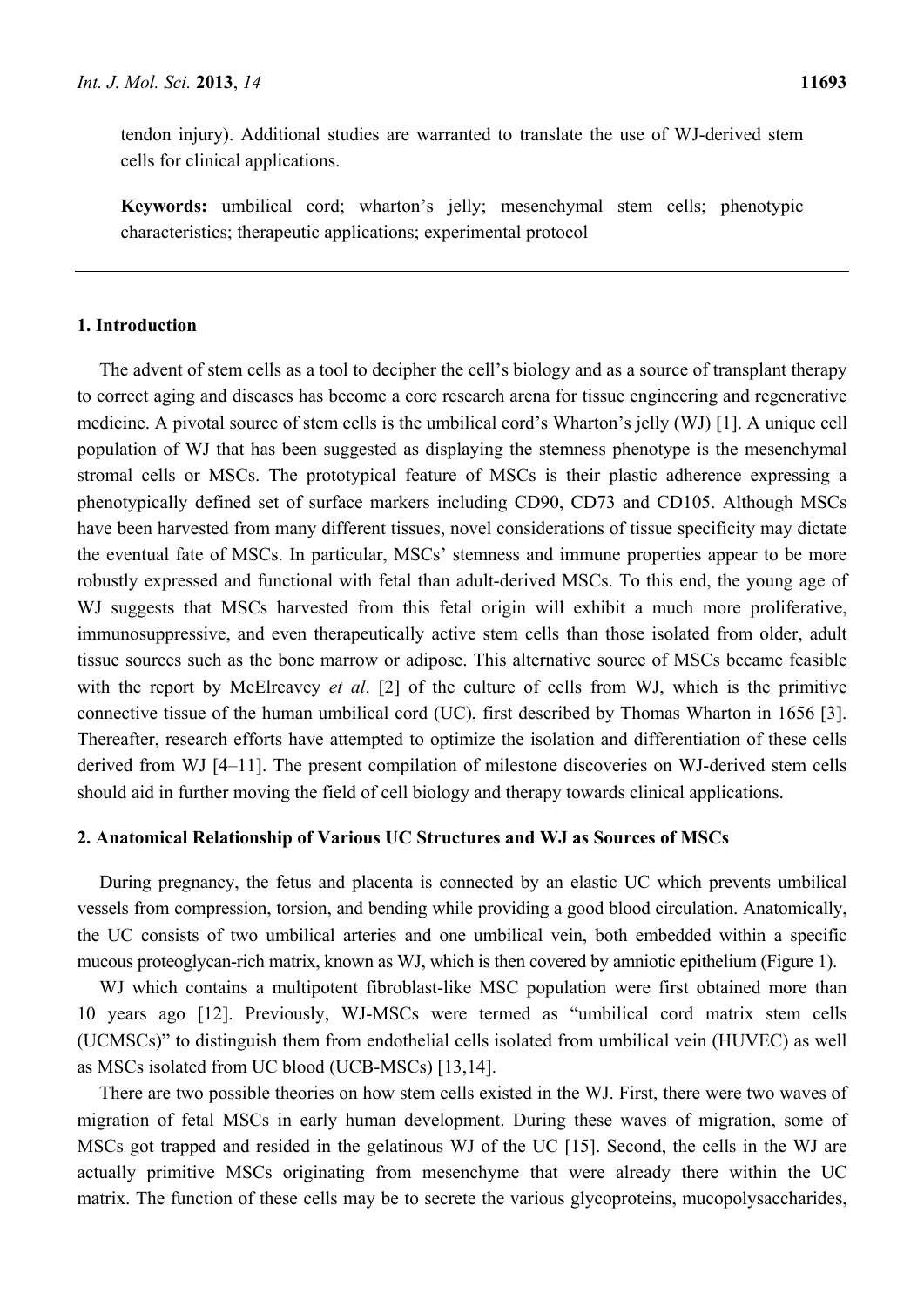tendon injury). Additional studies are warranted to translate the use of WJ-derived stem cells for clinical applications.

**Keywords:** umbilical cord; wharton's jelly; mesenchymal stem cells; phenotypic characteristics; therapeutic applications; experimental protocol

## 1. Introduction

The advent of stem cells as a tool to decipher the cell's biology and as a source of transplant therapy to correct aging and diseases has become a core research arena for tissue engineering and regenerative medicine. A pivotal source of stem cells is the umbilical cord's Wharton's jelly (WJ) [1]. A unique cell population of WJ that has been suggested as displaying the stemness phenotype is the mesenchymal stromal cells or MSCs. The prototypical feature of MSCs is their plastic adherence expressing a phenotypically defined set of surface markers including CD90, CD73 and CD105. Although MSCs have been harvested from many different tissues, novel considerations of tissue specificity may dictate the eventual fate of MSCs. In particular, MSCs' stemness and immune properties appear to be more robustly expressed and functional with fetal than adult-derived MSCs. To this end, the young age of WJ suggests that MSCs harvested from this fetal origin will exhibit a much more proliferative, immunosuppressive, and even therapeutically active stem cells than those isolated from older, adult tissue sources such as the bone marrow or adipose. This alternative source of MSCs became feasible with the report by McElreavey *et al*. [2] of the culture of cells from WJ, which is the primitive connective tissue of the human umbilical cord (UC), first described by Thomas Wharton in 1656 [3]. Thereafter, research efforts have attempted to optimize the isolation and differentiation of these cells derived from WJ [4–11]. The present compilation of milestone discoveries on WJ-derived stem cells should aid in further moving the field of cell biology and therapy towards clinical applications.

## 2. Anatomical Relationship of Various UC Structures and WJ as Sources of MSCs

During pregnancy, the fetus and placenta is connected by an elastic UC which prevents umbilical vessels from compression, torsion, and bending while providing a good blood circulation. Anatomically, the UC consists of two umbilical arteries and one umbilical vein, both embedded within a specific mucous proteoglycan-rich matrix, known as WJ, which is then covered by amniotic epithelium (Figure 1).

WJ which contains a multipotent fibroblast-like MSC population were first obtained more than 10 years ago [12]. Previously, WJ-MSCs were termed as "umbilical cord matrix stem cells (UCMSCs)" to distinguish them from endothelial cells isolated from umbilical vein (HUVEC) as well as MSCs isolated from UC blood (UCB-MSCs) [13,14].

There are two possible theories on how stem cells existed in the WJ. First, there were two waves of migration of fetal MSCs in early human development. During these waves of migration, some of MSCs got trapped and resided in the gelatinous WJ of the UC [15]. Second, the cells in the WJ are actually primitive MSCs originating from mesenchyme that were already there within the UC matrix. The function of these cells may be to secrete the various glycoproteins, mucopolysaccharides,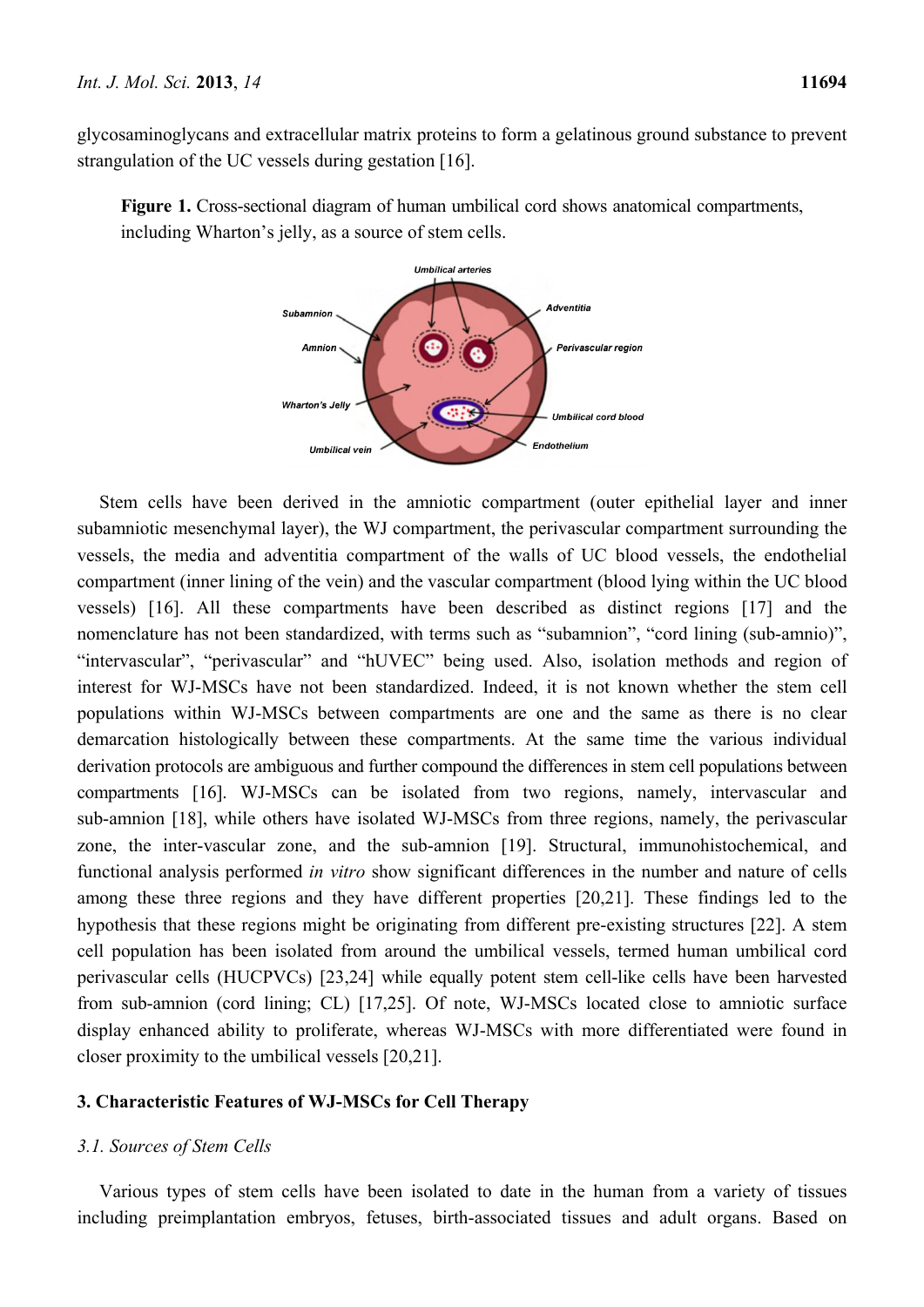glycosaminoglycans and extracellular matrix proteins to form a gelatinous ground substance to prevent strangulation of the UC vessels during gestation [16].

**Figure 1.** Cross-sectional diagram of human umbilical cord shows anatomical compartments, including Wharton's jelly, as a source of stem cells.

Stem cells have been derived in the amniotic compartment (outer epithelial layer and inner subamniotic mesenchymal layer), the WJ compartment, the perivascular compartment surrounding the vessels, the media and adventitia compartment of the walls of UC blood vessels, the endothelial compartment (inner lining of the vein) and the vascular compartment (blood lying within the UC blood vessels) [16]. All these compartments have been described as distinct regions [17] and the nomenclature has not been standardized, with terms such as "subamnion", "cord lining (sub-amnio)", "intervascular", "perivascular" and "hUVEC" being used. Also, isolation methods and region of interest for WJ-MSCs have not been standardized. Indeed, it is not known whether the stem cell populations within WJ-MSCs between compartments are one and the same as there is no clear demarcation histologically between these compartments. At the same time the various individual derivation protocols are ambiguous and further compound the differences in stem cell populations between compartments [16]. WJ-MSCs can be isolated from two regions, namely, intervascular and sub-amnion [18], while others have isolated WJ-MSCs from three regions, namely, the perivascular zone, the inter-vascular zone, and the sub-amnion [19]. Structural, immunohistochemical, and functional analysis performed *in vitro* show significant differences in the number and nature of cells among these three regions and they have different properties [20,21]. These findings led to the hypothesis that these regions might be originating from different pre-existing structures [22]. A stem cell population has been isolated from around the umbilical vessels, termed human umbilical cord perivascular cells (HUCPVCs) [23,24] while equally potent stem cell-like cells have been harvested from sub-amnion (cord lining; CL) [17,25]. Of note, WJ-MSCs located close to amniotic surface display enhanced ability to proliferate, whereas WJ-MSCs with more differentiated were found in closer proximity to the umbilical vessels [20,21].

## 3. Characteristic Features of WJ-MSCs for Cell Therapy

### *3.1. Sources of Stem Cells*

Various types of stem cells have been isolated to date in the human from a variety of tissues including preimplantation embryos, fetuses, birth-associated tissues and adult organs. Based on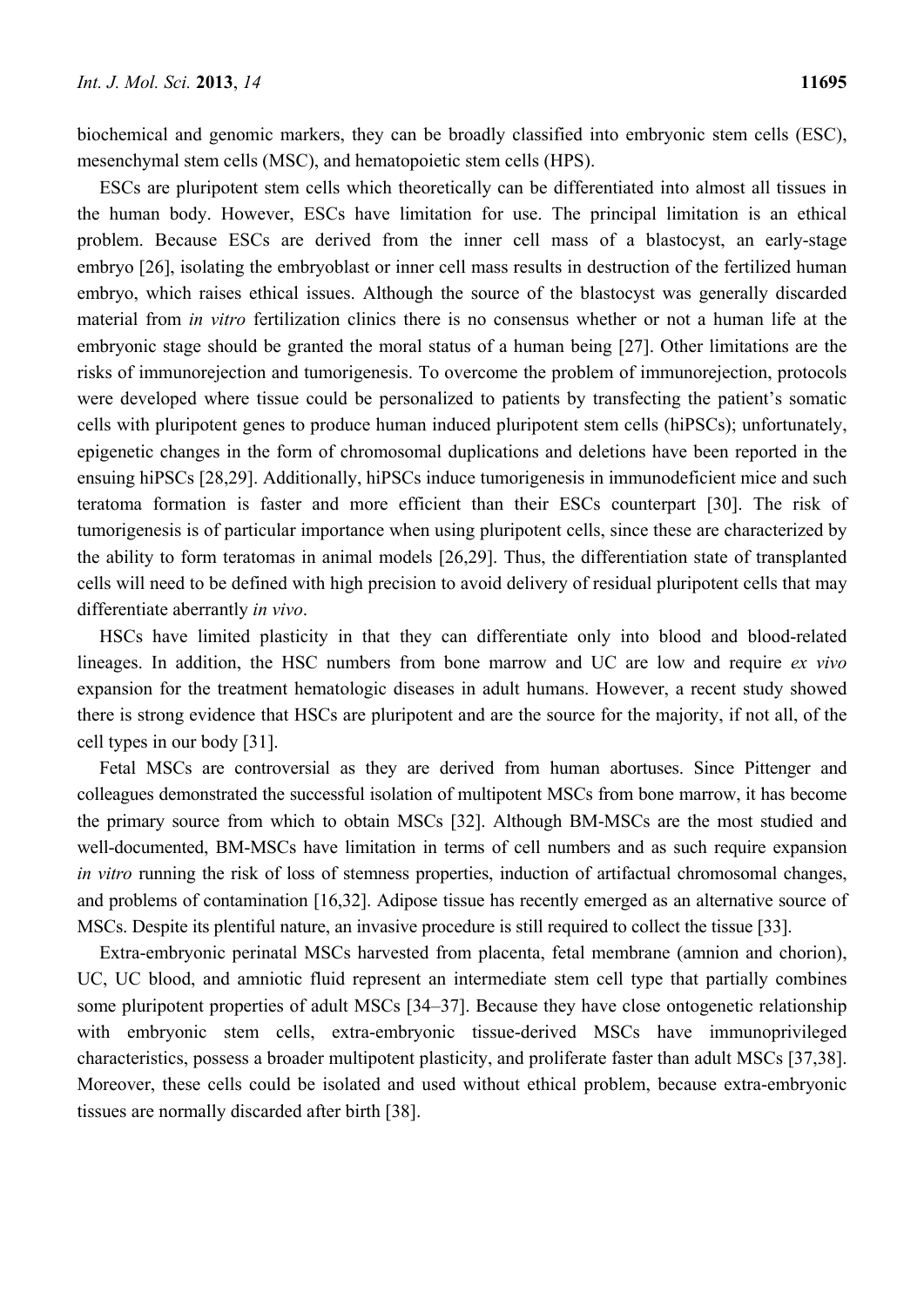biochemical and genomic markers, they can be broadly classified into embryonic stem cells (ESC), mesenchymal stem cells (MSC), and hematopoietic stem cells (HPS).

ESCs are pluripotent stem cells which theoretically can be differentiated into almost all tissues in the human body. However, ESCs have limitation for use. The principal limitation is an ethical problem. Because ESCs are derived from the inner cell mass of a blastocyst, an early-stage embryo [26], isolating the embryoblast or inner cell mass results in destruction of the fertilized human embryo, which raises ethical issues. Although the source of the blastocyst was generally discarded material from *in vitro* fertilization clinics there is no consensus whether or not a human life at the embryonic stage should be granted the moral status of a human being [27]. Other limitations are the risks of immunorejection and tumorigenesis. To overcome the problem of immunorejection, protocols were developed where tissue could be personalized to patients by transfecting the patient's somatic cells with pluripotent genes to produce human induced pluripotent stem cells (hiPSCs); unfortunately, epigenetic changes in the form of chromosomal duplications and deletions have been reported in the ensuing hiPSCs [28,29]. Additionally, hiPSCs induce tumorigenesis in immunodeficient mice and such teratoma formation is faster and more efficient than their ESCs counterpart [30]. The risk of tumorigenesis is of particular importance when using pluripotent cells, since these are characterized by the ability to form teratomas in animal models [26,29]. Thus, the differentiation state of transplanted cells will need to be defined with high precision to avoid delivery of residual pluripotent cells that may differentiate aberrantly *in vivo*.

HSCs have limited plasticity in that they can differentiate only into blood and blood-related lineages. In addition, the HSC numbers from bone marrow and UC are low and require *ex vivo* expansion for the treatment hematologic diseases in adult humans. However, a recent study showed there is strong evidence that HSCs are pluripotent and are the source for the majority, if not all, of the cell types in our body [31].

Fetal MSCs are controversial as they are derived from human abortuses. Since Pittenger and colleagues demonstrated the successful isolation of multipotent MSCs from bone marrow, it has become the primary source from which to obtain MSCs [32]. Although BM-MSCs are the most studied and well-documented, BM-MSCs have limitation in terms of cell numbers and as such require expansion *in vitro* running the risk of loss of stemness properties, induction of artifactual chromosomal changes, and problems of contamination [16,32]. Adipose tissue has recently emerged as an alternative source of MSCs. Despite its plentiful nature, an invasive procedure is still required to collect the tissue [33].

Extra-embryonic perinatal MSCs harvested from placenta, fetal membrane (amnion and chorion), UC, UC blood, and amniotic fluid represent an intermediate stem cell type that partially combines some pluripotent properties of adult MSCs [34–37]. Because they have close ontogenetic relationship with embryonic stem cells, extra-embryonic tissue-derived MSCs have immunoprivileged characteristics, possess a broader multipotent plasticity, and proliferate faster than adult MSCs [37,38]. Moreover, these cells could be isolated and used without ethical problem, because extra-embryonic tissues are normally discarded after birth [38].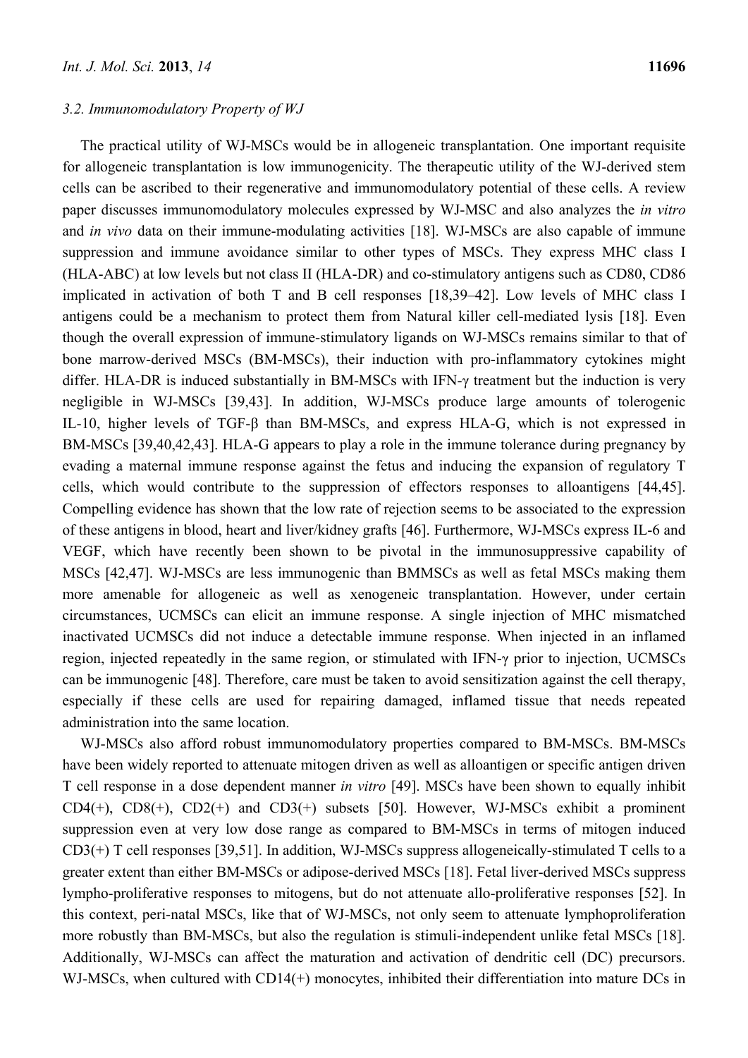### *3.2. Immunomodulatory Property of WJ*

The practical utility of WJ-MSCs would be in allogeneic transplantation. One important requisite for allogeneic transplantation is low immunogenicity. The therapeutic utility of the WJ-derived stem cells can be ascribed to their regenerative and immunomodulatory potential of these cells. A review paper discusses immunomodulatory molecules expressed by WJ-MSC and also analyzes the *in vitro* and *in vivo* data on their immune-modulating activities [18]. WJ-MSCs are also capable of immune suppression and immune avoidance similar to other types of MSCs. They express MHC class I (HLA-ABC) at low levels but not class II (HLA-DR) and co-stimulatory antigens such as CD80, CD86 implicated in activation of both T and B cell responses [18,39–42]. Low levels of MHC class I antigens could be a mechanism to protect them from Natural killer cell-mediated lysis [18]. Even though the overall expression of immune-stimulatory ligands on WJ-MSCs remains similar to that of bone marrow-derived MSCs (BM-MSCs), their induction with pro-inflammatory cytokines might differ. HLA-DR is induced substantially in BM-MSCs with IFN-γ treatment but the induction is very negligible in WJ-MSCs [39,43]. In addition, WJ-MSCs produce large amounts of tolerogenic IL-10, higher levels of TGF-β than BM-MSCs, and express HLA-G, which is not expressed in BM-MSCs [39,40,42,43]. HLA-G appears to play a role in the immune tolerance during pregnancy by evading a maternal immune response against the fetus and inducing the expansion of regulatory T cells, which would contribute to the suppression of effectors responses to alloantigens [44,45]. Compelling evidence has shown that the low rate of rejection seems to be associated to the expression of these antigens in blood, heart and liver/kidney grafts [46]. Furthermore, WJ-MSCs express IL-6 and VEGF, which have recently been shown to be pivotal in the immunosuppressive capability of MSCs [42,47]. WJ-MSCs are less immunogenic than BMMSCs as well as fetal MSCs making them more amenable for allogeneic as well as xenogeneic transplantation. However, under certain circumstances, UCMSCs can elicit an immune response. A single injection of MHC mismatched inactivated UCMSCs did not induce a detectable immune response. When injected in an inflamed region, injected repeatedly in the same region, or stimulated with IFN-γ prior to injection, UCMSCs can be immunogenic [48]. Therefore, care must be taken to avoid sensitization against the cell therapy, especially if these cells are used for repairing damaged, inflamed tissue that needs repeated administration into the same location.

WJ-MSCs also afford robust immunomodulatory properties compared to BM-MSCs. BM-MSCs have been widely reported to attenuate mitogen driven as well as alloantigen or specific antigen driven T cell response in a dose dependent manner *in vitro* [49]. MSCs have been shown to equally inhibit CD4(+), CD8(+), CD2(+) and CD3(+) subsets [50]. However, WJ-MSCs exhibit a prominent suppression even at very low dose range as compared to BM-MSCs in terms of mitogen induced CD3(+) T cell responses [39,51]. In addition, WJ-MSCs suppress allogeneically-stimulated T cells to a greater extent than either BM-MSCs or adipose-derived MSCs [18]. Fetal liver-derived MSCs suppress lympho-proliferative responses to mitogens, but do not attenuate allo-proliferative responses [52]. In this context, peri-natal MSCs, like that of WJ-MSCs, not only seem to attenuate lymphoproliferation more robustly than BM-MSCs, but also the regulation is stimuli-independent unlike fetal MSCs [18]. Additionally, WJ-MSCs can affect the maturation and activation of dendritic cell (DC) precursors. WJ-MSCs, when cultured with CD14(+) monocytes, inhibited their differentiation into mature DCs in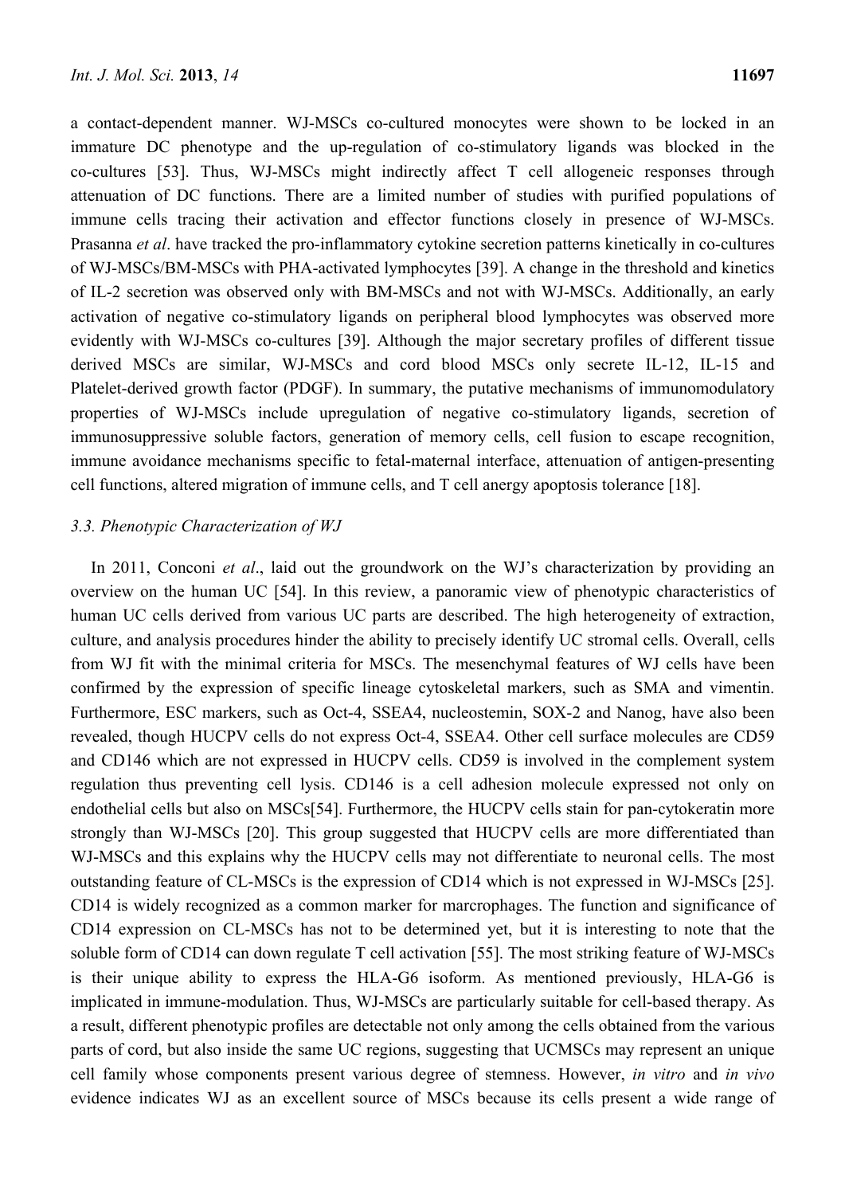a contact-dependent manner. WJ-MSCs co-cultured monocytes were shown to be locked in an immature DC phenotype and the up-regulation of co-stimulatory ligands was blocked in the co-cultures [53]. Thus, WJ-MSCs might indirectly affect T cell allogeneic responses through attenuation of DC functions. There are a limited number of studies with purified populations of immune cells tracing their activation and effector functions closely in presence of WJ-MSCs. Prasanna *et al*. have tracked the pro-inflammatory cytokine secretion patterns kinetically in co-cultures of WJ-MSCs/BM-MSCs with PHA-activated lymphocytes [39]. A change in the threshold and kinetics of IL-2 secretion was observed only with BM-MSCs and not with WJ-MSCs. Additionally, an early activation of negative co-stimulatory ligands on peripheral blood lymphocytes was observed more evidently with WJ-MSCs co-cultures [39]. Although the major secretary profiles of different tissue derived MSCs are similar, WJ-MSCs and cord blood MSCs only secrete IL-12, IL-15 and Platelet-derived growth factor (PDGF). In summary, the putative mechanisms of immunomodulatory properties of WJ-MSCs include upregulation of negative co-stimulatory ligands, secretion of immunosuppressive soluble factors, generation of memory cells, cell fusion to escape recognition, immune avoidance mechanisms specific to fetal-maternal interface, attenuation of antigen-presenting cell functions, altered migration of immune cells, and T cell anergy apoptosis tolerance [18].

### 3.3. Phenotypic Characterization of WJ

In 2011, Conconi *et al*., laid out the groundwork on the WJ's characterization by providing an overview on the human UC [54]. In this review, a panoramic view of phenotypic characteristics of human UC cells derived from various UC parts are described. The high heterogeneity of extraction, culture, and analysis procedures hinder the ability to precisely identify UC stromal cells. Overall, cells from WJ fit with the minimal criteria for MSCs. The mesenchymal features of WJ cells have been confirmed by the expression of specific lineage cytoskeletal markers, such as SMA and vimentin. Furthermore, ESC markers, such as Oct-4, SSEA4, nucleostemin, SOX-2 and Nanog, have also been revealed, though HUCPV cells do not express Oct-4, SSEA4. Other cell surface molecules are CD59 and CD146 which are not expressed in HUCPV cells. CD59 is involved in the complement system regulation thus preventing cell lysis. CD146 is a cell adhesion molecule expressed not only on endothelial cells but also on MSCs[54]. Furthermore, the HUCPV cells stain for pan-cytokeratin more strongly than WJ-MSCs [20]. This group suggested that HUCPV cells are more differentiated than WJ-MSCs and this explains why the HUCPV cells may not differentiate to neuronal cells. The most outstanding feature of CL-MSCs is the expression of CD14 which is not expressed in WJ-MSCs [25]. CD14 is widely recognized as a common marker for marcrophages. The function and significance of CD14 expression on CL-MSCs has not to be determined yet, but it is interesting to note that the soluble form of CD14 can down regulate T cell activation [55]. The most striking feature of WJ-MSCs is their unique ability to express the HLA-G6 isoform. As mentioned previously, HLA-G6 is implicated in immune-modulation. Thus, WJ-MSCs are particularly suitable for cell-based therapy. As a result, different phenotypic profiles are detectable not only among the cells obtained from the various parts of cord, but also inside the same UC regions, suggesting that UCMSCs may represent an unique cell family whose components present various degree of stemness. However, *in vitro* and *in vivo* evidence indicates WJ as an excellent source of MSCs because its cells present a wide range of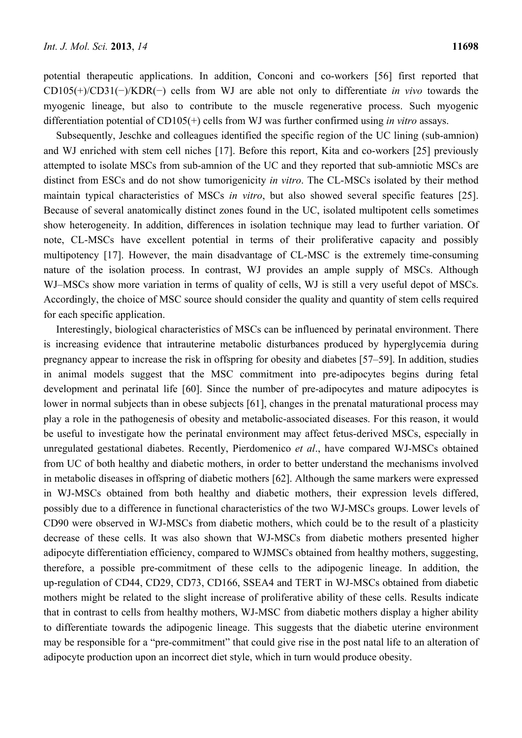potential therapeutic applications. In addition, Conconi and co-workers [56] first reported that CD105(+)/CD31(−)/KDR(−) cells from WJ are able not only to differentiate *in vivo* towards the myogenic lineage, but also to contribute to the muscle regenerative process. Such myogenic differentiation potential of CD105(+) cells from WJ was further confirmed using *in vitro* assays.

Subsequently, Jeschke and colleagues identified the specific region of the UC lining (sub-amnion) and WJ enriched with stem cell niches [17]. Before this report, Kita and co-workers [25] previously attempted to isolate MSCs from sub-amnion of the UC and they reported that sub-amniotic MSCs are distinct from ESCs and do not show tumorigenicity *in vitro*. The CL-MSCs isolated by their method maintain typical characteristics of MSCs *in vitro*, but also showed several specific features [25]. Because of several anatomically distinct zones found in the UC, isolated multipotent cells sometimes show heterogeneity. In addition, differences in isolation technique may lead to further variation. Of note, CL-MSCs have excellent potential in terms of their proliferative capacity and possibly multipotency [17]. However, the main disadvantage of CL-MSC is the extremely time-consuming nature of the isolation process. In contrast, WJ provides an ample supply of MSCs. Although WJ–MSCs show more variation in terms of quality of cells, WJ is still a very useful depot of MSCs. Accordingly, the choice of MSC source should consider the quality and quantity of stem cells required for each specific application.

Interestingly, biological characteristics of MSCs can be influenced by perinatal environment. There is increasing evidence that intrauterine metabolic disturbances produced by hyperglycemia during pregnancy appear to increase the risk in offspring for obesity and diabetes [57–59]. In addition, studies in animal models suggest that the MSC commitment into pre-adipocytes begins during fetal development and perinatal life [60]. Since the number of pre-adipocytes and mature adipocytes is lower in normal subjects than in obese subjects [61], changes in the prenatal maturational process may play a role in the pathogenesis of obesity and metabolic-associated diseases. For this reason, it would be useful to investigate how the perinatal environment may affect fetus-derived MSCs, especially in unregulated gestational diabetes. Recently, Pierdomenico *et al*., have compared WJ-MSCs obtained from UC of both healthy and diabetic mothers, in order to better understand the mechanisms involved in metabolic diseases in offspring of diabetic mothers [62]. Although the same markers were expressed in WJ-MSCs obtained from both healthy and diabetic mothers, their expression levels differed, possibly due to a difference in functional characteristics of the two WJ-MSCs groups. Lower levels of CD90 were observed in WJ-MSCs from diabetic mothers, which could be to the result of a plasticity decrease of these cells. It was also shown that WJ-MSCs from diabetic mothers presented higher adipocyte differentiation efficiency, compared to WJMSCs obtained from healthy mothers, suggesting, therefore, a possible pre-commitment of these cells to the adipogenic lineage. In addition, the up-regulation of CD44, CD29, CD73, CD166, SSEA4 and TERT in WJ-MSCs obtained from diabetic mothers might be related to the slight increase of proliferative ability of these cells. Results indicate that in contrast to cells from healthy mothers, WJ-MSC from diabetic mothers display a higher ability to differentiate towards the adipogenic lineage. This suggests that the diabetic uterine environment may be responsible for a "pre-commitment" that could give rise in the post natal life to an alteration of adipocyte production upon an incorrect diet style, which in turn would produce obesity.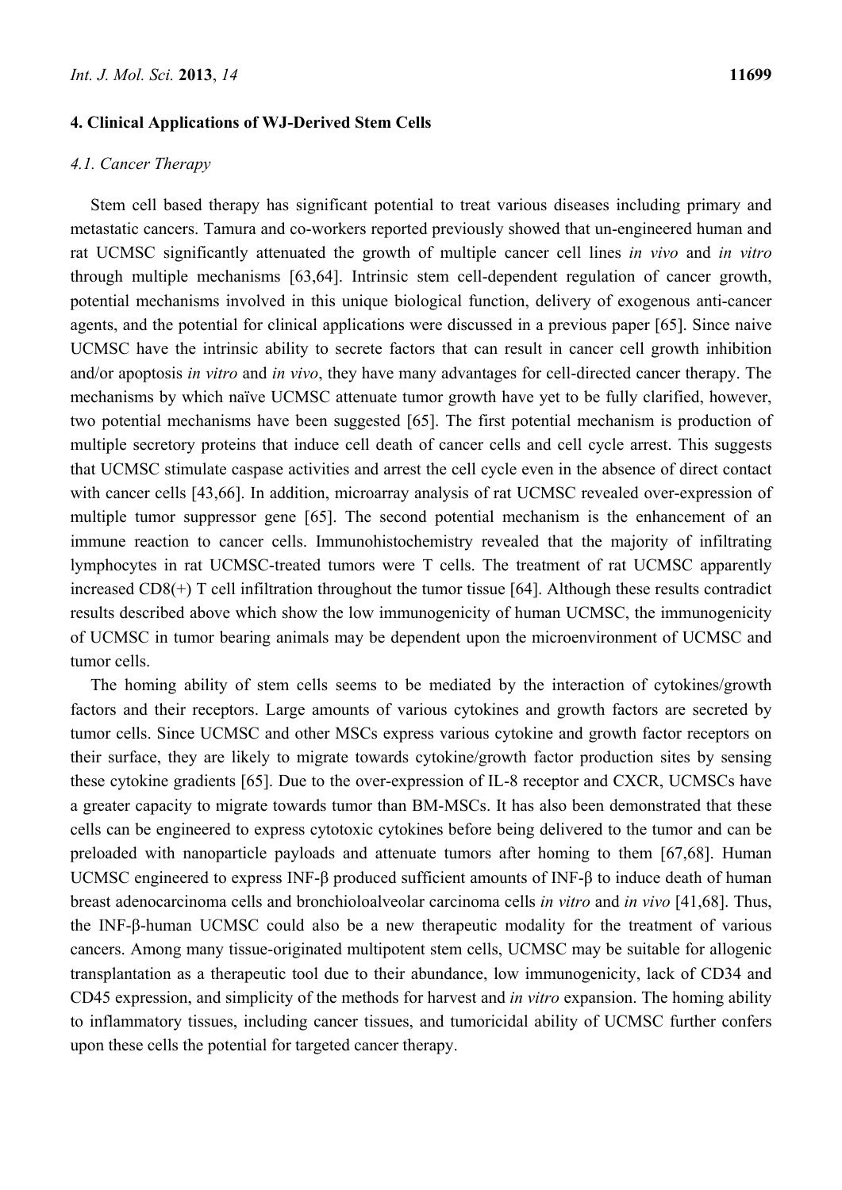## 4. Clinical Applications of WJ-Derived Stem Cells

### *4.1. Cancer Therapy*

Stem cell based therapy has significant potential to treat various diseases including primary and metastatic cancers. Tamura and co-workers reported previously showed that un-engineered human and rat UCMSC significantly attenuated the growth of multiple cancer cell lines *in vivo* and *in vitro* through multiple mechanisms [63,64]. Intrinsic stem cell-dependent regulation of cancer growth, potential mechanisms involved in this unique biological function, delivery of exogenous anti-cancer agents, and the potential for clinical applications were discussed in a previous paper [65]. Since naive UCMSC have the intrinsic ability to secrete factors that can result in cancer cell growth inhibition and/or apoptosis *in vitro* and *in vivo*, they have many advantages for cell-directed cancer therapy. The mechanisms by which naïve UCMSC attenuate tumor growth have yet to be fully clarified, however, two potential mechanisms have been suggested [65]. The first potential mechanism is production of multiple secretory proteins that induce cell death of cancer cells and cell cycle arrest. This suggests that UCMSC stimulate caspase activities and arrest the cell cycle even in the absence of direct contact with cancer cells [43,66]. In addition, microarray analysis of rat UCMSC revealed over-expression of multiple tumor suppressor gene [65]. The second potential mechanism is the enhancement of an immune reaction to cancer cells. Immunohistochemistry revealed that the majority of infiltrating lymphocytes in rat UCMSC-treated tumors were T cells. The treatment of rat UCMSC apparently increased CD8(+) T cell infiltration throughout the tumor tissue [64]. Although these results contradict results described above which show the low immunogenicity of human UCMSC, the immunogenicity of UCMSC in tumor bearing animals may be dependent upon the microenvironment of UCMSC and tumor cells.

The homing ability of stem cells seems to be mediated by the interaction of cytokines/growth factors and their receptors. Large amounts of various cytokines and growth factors are secreted by tumor cells. Since UCMSC and other MSCs express various cytokine and growth factor receptors on their surface, they are likely to migrate towards cytokine/growth factor production sites by sensing these cytokine gradients [65]. Due to the over-expression of IL-8 receptor and CXCR, UCMSCs have a greater capacity to migrate towards tumor than BM-MSCs. It has also been demonstrated that these cells can be engineered to express cytotoxic cytokines before being delivered to the tumor and can be preloaded with nanoparticle payloads and attenuate tumors after homing to them [67,68]. Human UCMSC engineered to express INF-β produced sufficient amounts of INF-β to induce death of human breast adenocarcinoma cells and bronchioloalveolar carcinoma cells *in vitro* and *in vivo* [41,68]. Thus, the INF-β-human UCMSC could also be a new therapeutic modality for the treatment of various cancers. Among many tissue-originated multipotent stem cells, UCMSC may be suitable for allogenic transplantation as a therapeutic tool due to their abundance, low immunogenicity, lack of CD34 and CD45 expression, and simplicity of the methods for harvest and *in vitro* expansion. The homing ability to inflammatory tissues, including cancer tissues, and tumoricidal ability of UCMSC further confers upon these cells the potential for targeted cancer therapy.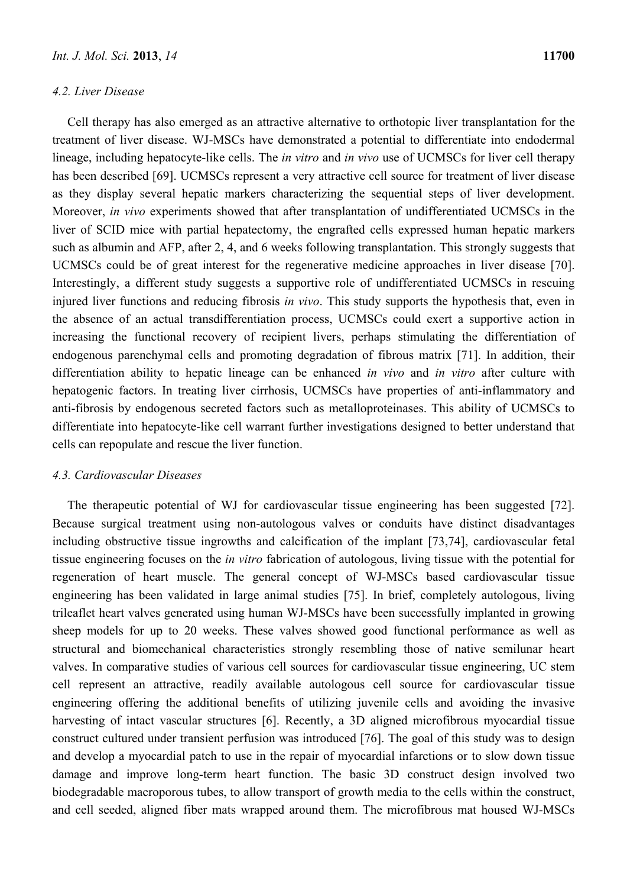### 4.2. Liver Disease

Cell therapy has also emerged as an attractive alternative to orthotopic liver transplantation for the treatment of liver disease. WJ-MSCs have demonstrated a potential to differentiate into endodermal lineage, including hepatocyte-like cells. The *in vitro* and *in vivo* use of UCMSCs for liver cell therapy has been described [69]. UCMSCs represent a very attractive cell source for treatment of liver disease as they display several hepatic markers characterizing the sequential steps of liver development. Moreover, *in vivo* experiments showed that after transplantation of undifferentiated UCMSCs in the liver of SCID mice with partial hepatectomy, the engrafted cells expressed human hepatic markers such as albumin and AFP, after 2, 4, and 6 weeks following transplantation. This strongly suggests that UCMSCs could be of great interest for the regenerative medicine approaches in liver disease [70]. Interestingly, a different study suggests a supportive role of undifferentiated UCMSCs in rescuing injured liver functions and reducing fibrosis *in vivo*. This study supports the hypothesis that, even in the absence of an actual transdifferentiation process, UCMSCs could exert a supportive action in increasing the functional recovery of recipient livers, perhaps stimulating the differentiation of endogenous parenchymal cells and promoting degradation of fibrous matrix [71]. In addition, their differentiation ability to hepatic lineage can be enhanced *in vivo* and *in vitro* after culture with hepatogenic factors. In treating liver cirrhosis, UCMSCs have properties of anti-inflammatory and anti-fibrosis by endogenous secreted factors such as metalloproteinases. This ability of UCMSCs to differentiate into hepatocyte-like cell warrant further investigations designed to better understand that cells can repopulate and rescue the liver function.

### 4.3. Cardiovascular Diseases

The therapeutic potential of WJ for cardiovascular tissue engineering has been suggested [72]. Because surgical treatment using non-autologous valves or conduits have distinct disadvantages including obstructive tissue ingrowths and calcification of the implant [73,74], cardiovascular fetal tissue engineering focuses on the *in vitro* fabrication of autologous, living tissue with the potential for regeneration of heart muscle. The general concept of WJ-MSCs based cardiovascular tissue engineering has been validated in large animal studies [75]. In brief, completely autologous, living trileaflet heart valves generated using human WJ-MSCs have been successfully implanted in growing sheep models for up to 20 weeks. These valves showed good functional performance as well as structural and biomechanical characteristics strongly resembling those of native semilunar heart valves. In comparative studies of various cell sources for cardiovascular tissue engineering, UC stem cell represent an attractive, readily available autologous cell source for cardiovascular tissue engineering offering the additional benefits of utilizing juvenile cells and avoiding the invasive harvesting of intact vascular structures [6]. Recently, a 3D aligned microfibrous myocardial tissue construct cultured under transient perfusion was introduced [76]. The goal of this study was to design and develop a myocardial patch to use in the repair of myocardial infarctions or to slow down tissue damage and improve long-term heart function. The basic 3D construct design involved two biodegradable macroporous tubes, to allow transport of growth media to the cells within the construct, and cell seeded, aligned fiber mats wrapped around them. The microfibrous mat housed WJ-MSCs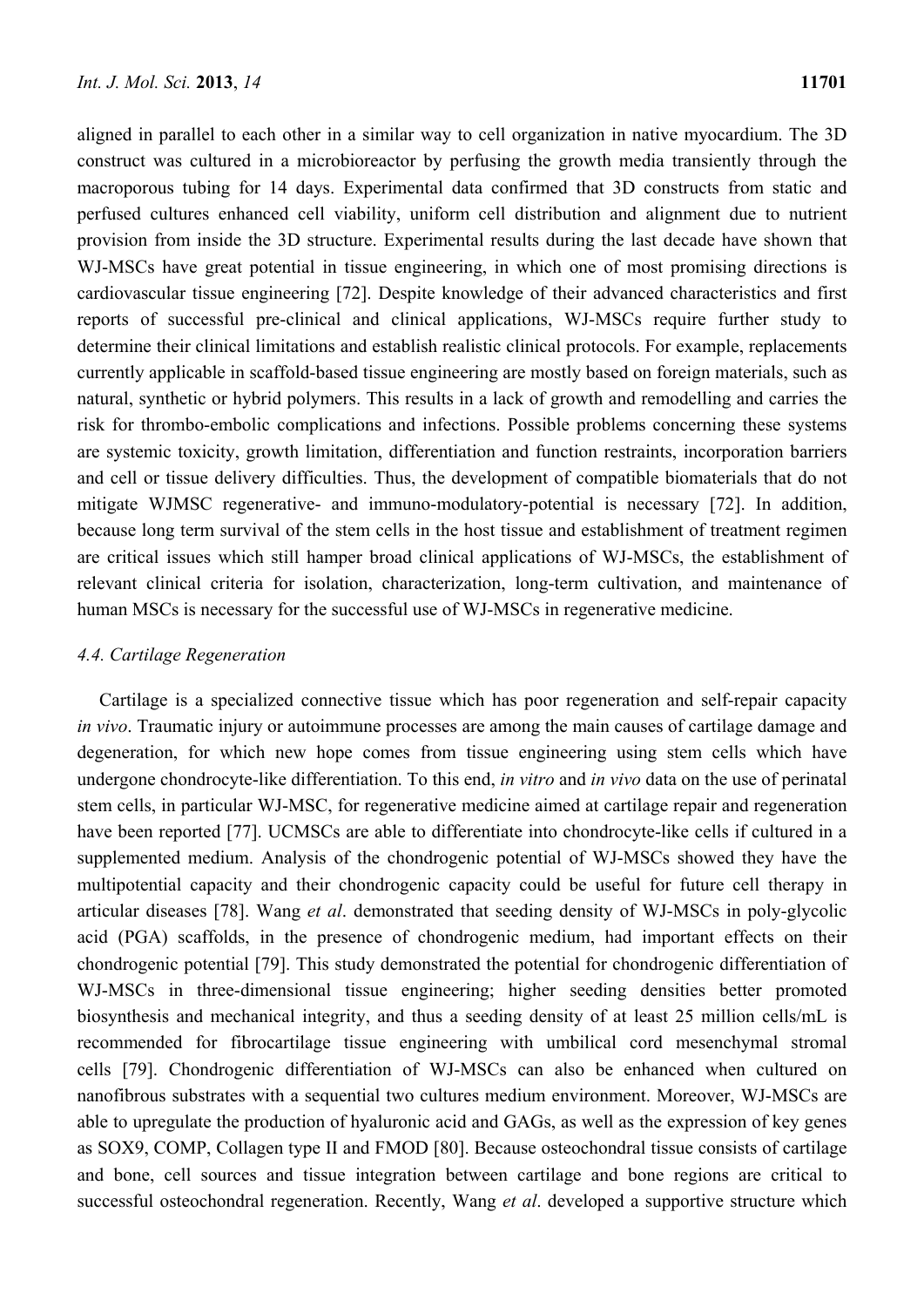aligned in parallel to each other in a similar way to cell organization in native myocardium. The 3D construct was cultured in a microbioreactor by perfusing the growth media transiently through the macroporous tubing for 14 days. Experimental data confirmed that 3D constructs from static and perfused cultures enhanced cell viability, uniform cell distribution and alignment due to nutrient provision from inside the 3D structure. Experimental results during the last decade have shown that WJ-MSCs have great potential in tissue engineering, in which one of most promising directions is cardiovascular tissue engineering [72]. Despite knowledge of their advanced characteristics and first reports of successful pre-clinical and clinical applications, WJ-MSCs require further study to determine their clinical limitations and establish realistic clinical protocols. For example, replacements currently applicable in scaffold-based tissue engineering are mostly based on foreign materials, such as natural, synthetic or hybrid polymers. This results in a lack of growth and remodelling and carries the risk for thrombo-embolic complications and infections. Possible problems concerning these systems are systemic toxicity, growth limitation, differentiation and function restraints, incorporation barriers and cell or tissue delivery difficulties. Thus, the development of compatible biomaterials that do not mitigate WJMSC regenerative- and immuno-modulatory-potential is necessary [72]. In addition, because long term survival of the stem cells in the host tissue and establishment of treatment regimen are critical issues which still hamper broad clinical applications of WJ-MSCs, the establishment of relevant clinical criteria for isolation, characterization, long-term cultivation, and maintenance of human MSCs is necessary for the successful use of WJ-MSCs in regenerative medicine.

### *4.4. Cartilage Regeneration*

Cartilage is a specialized connective tissue which has poor regeneration and self-repair capacity *in vivo*. Traumatic injury or autoimmune processes are among the main causes of cartilage damage and degeneration, for which new hope comes from tissue engineering using stem cells which have undergone chondrocyte-like differentiation. To this end, *in vitro* and *in vivo* data on the use of perinatal stem cells, in particular WJ-MSC, for regenerative medicine aimed at cartilage repair and regeneration have been reported [77]. UCMSCs are able to differentiate into chondrocyte-like cells if cultured in a supplemented medium. Analysis of the chondrogenic potential of WJ-MSCs showed they have the multipotential capacity and their chondrogenic capacity could be useful for future cell therapy in articular diseases [78]. Wang *et al*. demonstrated that seeding density of WJ-MSCs in poly-glycolic acid (PGA) scaffolds, in the presence of chondrogenic medium, had important effects on their chondrogenic potential [79]. This study demonstrated the potential for chondrogenic differentiation of WJ-MSCs in three-dimensional tissue engineering; higher seeding densities better promoted biosynthesis and mechanical integrity, and thus a seeding density of at least 25 million cells/mL is recommended for fibrocartilage tissue engineering with umbilical cord mesenchymal stromal cells [79]. Chondrogenic differentiation of WJ-MSCs can also be enhanced when cultured on nanofibrous substrates with a sequential two cultures medium environment. Moreover, WJ-MSCs are able to upregulate the production of hyaluronic acid and GAGs, as well as the expression of key genes as SOX9, COMP, Collagen type II and FMOD [80]. Because osteochondral tissue consists of cartilage and bone, cell sources and tissue integration between cartilage and bone regions are critical to successful osteochondral regeneration. Recently, Wang *et al*. developed a supportive structure which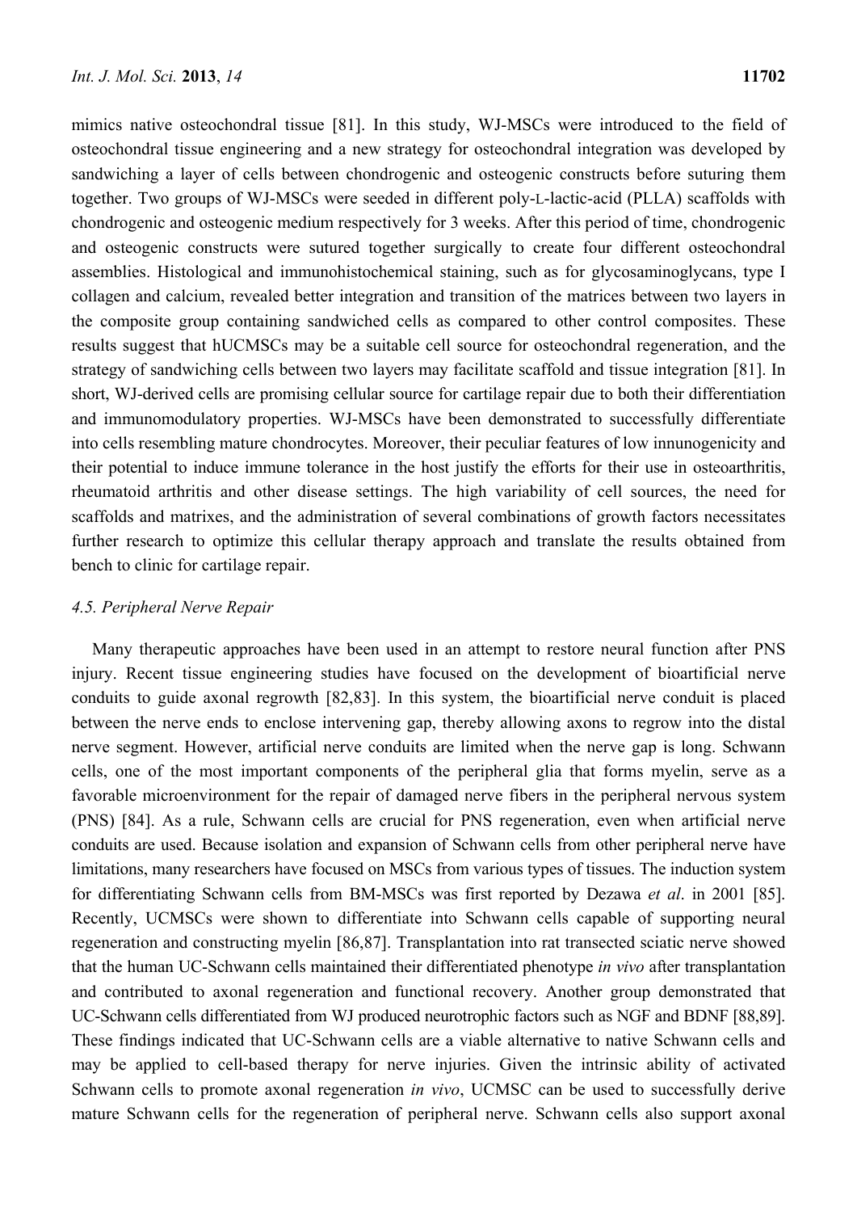mimics native osteochondral tissue [81]. In this study, WJ-MSCs were introduced to the field of osteochondral tissue engineering and a new strategy for osteochondral integration was developed by sandwiching a layer of cells between chondrogenic and osteogenic constructs before suturing them together. Two groups of WJ-MSCs were seeded in different poly-L-lactic-acid (PLLA) scaffolds with chondrogenic and osteogenic medium respectively for 3 weeks. After this period of time, chondrogenic and osteogenic constructs were sutured together surgically to create four different osteochondral assemblies. Histological and immunohistochemical staining, such as for glycosaminoglycans, type I collagen and calcium, revealed better integration and transition of the matrices between two layers in the composite group containing sandwiched cells as compared to other control composites. These results suggest that hUCMSCs may be a suitable cell source for osteochondral regeneration, and the strategy of sandwiching cells between two layers may facilitate scaffold and tissue integration [81]. In short, WJ-derived cells are promising cellular source for cartilage repair due to both their differentiation and immunomodulatory properties. WJ-MSCs have been demonstrated to successfully differentiate into cells resembling mature chondrocytes. Moreover, their peculiar features of low innunogenicity and their potential to induce immune tolerance in the host justify the efforts for their use in osteoarthritis, rheumatoid arthritis and other disease settings. The high variability of cell sources, the need for scaffolds and matrixes, and the administration of several combinations of growth factors necessitates further research to optimize this cellular therapy approach and translate the results obtained from bench to clinic for cartilage repair.

### *4.5. Peripheral Nerve Repair*

Many therapeutic approaches have been used in an attempt to restore neural function after PNS injury. Recent tissue engineering studies have focused on the development of bioartificial nerve conduits to guide axonal regrowth [82,83]. In this system, the bioartificial nerve conduit is placed between the nerve ends to enclose intervening gap, thereby allowing axons to regrow into the distal nerve segment. However, artificial nerve conduits are limited when the nerve gap is long. Schwann cells, one of the most important components of the peripheral glia that forms myelin, serve as a favorable microenvironment for the repair of damaged nerve fibers in the peripheral nervous system (PNS) [84]. As a rule, Schwann cells are crucial for PNS regeneration, even when artificial nerve conduits are used. Because isolation and expansion of Schwann cells from other peripheral nerve have limitations, many researchers have focused on MSCs from various types of tissues. The induction system for differentiating Schwann cells from BM-MSCs was first reported by Dezawa *et al*. in 2001 [85]. Recently, UCMSCs were shown to differentiate into Schwann cells capable of supporting neural regeneration and constructing myelin [86,87]. Transplantation into rat transected sciatic nerve showed that the human UC-Schwann cells maintained their differentiated phenotype *in vivo* after transplantation and contributed to axonal regeneration and functional recovery. Another group demonstrated that UC-Schwann cells differentiated from WJ produced neurotrophic factors such as NGF and BDNF [88,89]. These findings indicated that UC-Schwann cells are a viable alternative to native Schwann cells and may be applied to cell-based therapy for nerve injuries. Given the intrinsic ability of activated Schwann cells to promote axonal regeneration *in vivo*, UCMSC can be used to successfully derive mature Schwann cells for the regeneration of peripheral nerve. Schwann cells also support axonal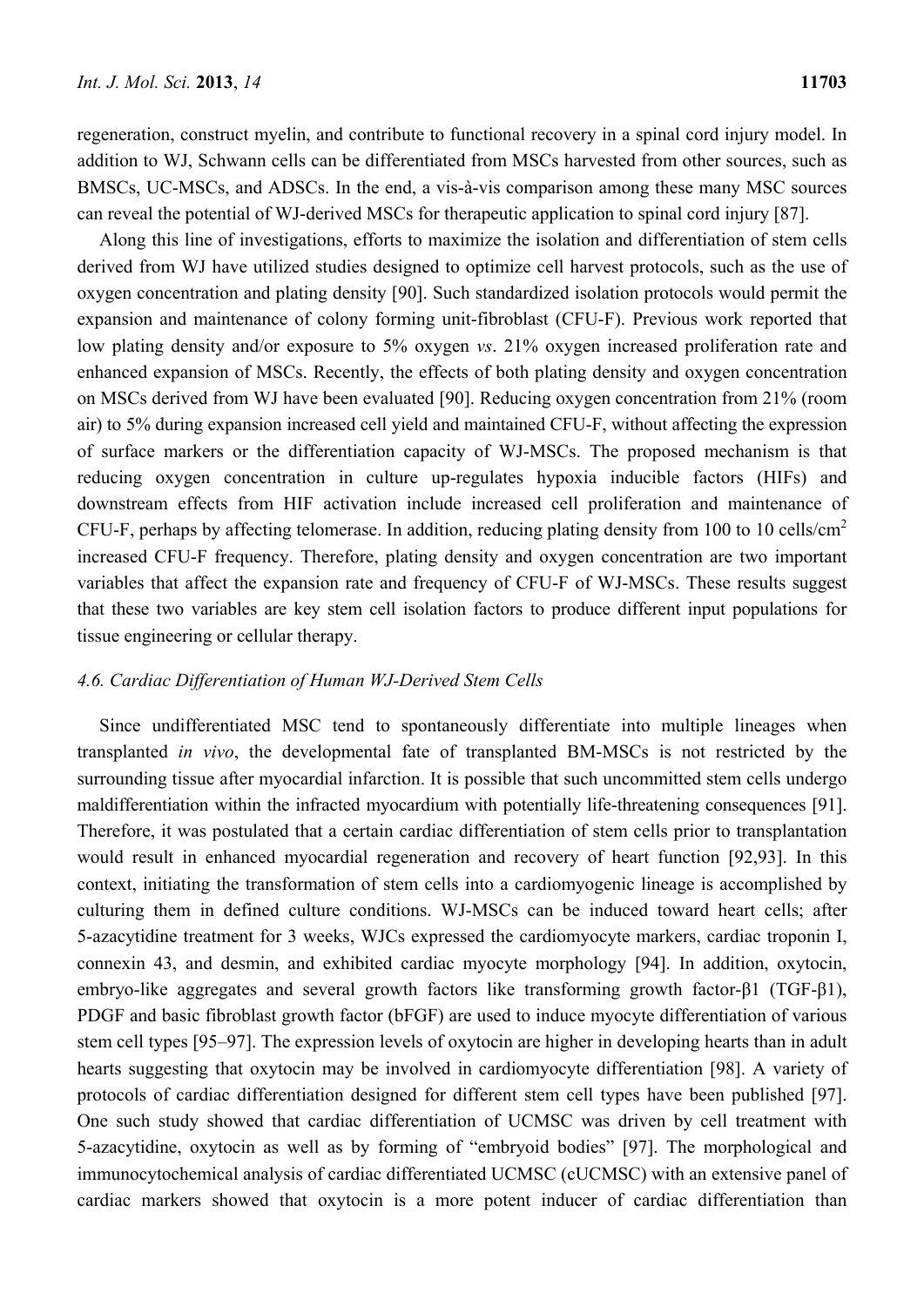regeneration, construct myelin, and contribute to functional recovery in a spinal cord injury model. In addition to WJ, Schwann cells can be differentiated from MSCs harvested from other sources, such as BMSCs, UC-MSCs, and ADSCs. In the end, a vis-à-vis comparison among these many MSC sources can reveal the potential of WJ-derived MSCs for therapeutic application to spinal cord injury [87].

Along this line of investigations, efforts to maximize the isolation and differentiation of stem cells derived from WJ have utilized studies designed to optimize cell harvest protocols, such as the use of oxygen concentration and plating density [90]. Such standardized isolation protocols would permit the expansion and maintenance of colony forming unit-fibroblast (CFU-F). Previous work reported that low plating density and/or exposure to 5% oxygen *vs*. 21% oxygen increased proliferation rate and enhanced expansion of MSCs. Recently, the effects of both plating density and oxygen concentration on MSCs derived from WJ have been evaluated [90]. Reducing oxygen concentration from 21% (room air) to 5% during expansion increased cell yield and maintained CFU-F, without affecting the expression of surface markers or the differentiation capacity of WJ-MSCs. The proposed mechanism is that reducing oxygen concentration in culture up-regulates hypoxia inducible factors (HIFs) and downstream effects from HIF activation include increased cell proliferation and maintenance of CFU-F, perhaps by affecting telomerase. In addition, reducing plating density from 100 to 10 cells/cm$^2$ increased CFU-F frequency. Therefore, plating density and oxygen concentration are two important variables that affect the expansion rate and frequency of CFU-F of WJ-MSCs. These results suggest that these two variables are key stem cell isolation factors to produce different input populations for tissue engineering or cellular therapy.

### *4.6. Cardiac Differentiation of Human WJ-Derived Stem Cells*

Since undifferentiated MSC tend to spontaneously differentiate into multiple lineages when transplanted *in vivo*, the developmental fate of transplanted BM-MSCs is not restricted by the surrounding tissue after myocardial infarction. It is possible that such uncommitted stem cells undergo maldifferentiation within the infracted myocardium with potentially life-threatening consequences [91]. Therefore, it was postulated that a certain cardiac differentiation of stem cells prior to transplantation would result in enhanced myocardial regeneration and recovery of heart function [92,93]. In this context, initiating the transformation of stem cells into a cardiomyogenic lineage is accomplished by culturing them in defined culture conditions. WJ-MSCs can be induced toward heart cells; after 5-azacytidine treatment for 3 weeks, WJCs expressed the cardiomyocyte markers, cardiac troponin I, connexin 43, and desmin, and exhibited cardiac myocyte morphology [94]. In addition, oxytocin, embryo-like aggregates and several growth factors like transforming growth factor-β1 (TGF-β1), PDGF and basic fibroblast growth factor (bFGF) are used to induce myocyte differentiation of various stem cell types [95–97]. The expression levels of oxytocin are higher in developing hearts than in adult hearts suggesting that oxytocin may be involved in cardiomyocyte differentiation [98]. A variety of protocols of cardiac differentiation designed for different stem cell types have been published [97]. One such study showed that cardiac differentiation of UCMSC was driven by cell treatment with 5-azacytidine, oxytocin as well as by forming of "embryoid bodies" [97]. The morphological and immunocytochemical analysis of cardiac differentiated UCMSC (cUCMSC) with an extensive panel of cardiac markers showed that oxytocin is a more potent inducer of cardiac differentiation than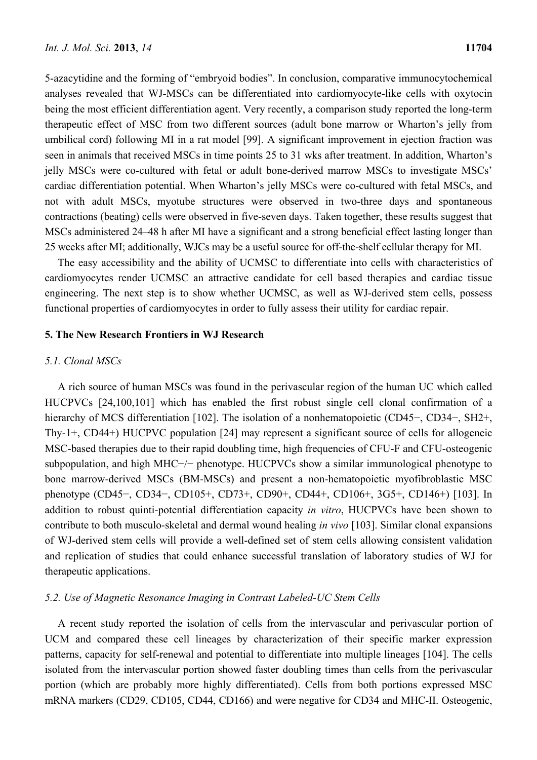5-azacytidine and the forming of "embryoid bodies". In conclusion, comparative immunocytochemical analyses revealed that WJ-MSCs can be differentiated into cardiomyocyte-like cells with oxytocin being the most efficient differentiation agent. Very recently, a comparison study reported the long-term therapeutic effect of MSC from two different sources (adult bone marrow or Wharton's jelly from umbilical cord) following MI in a rat model [99]. A significant improvement in ejection fraction was seen in animals that received MSCs in time points 25 to 31 wks after treatment. In addition, Wharton's jelly MSCs were co-cultured with fetal or adult bone-derived marrow MSCs to investigate MSCs' cardiac differentiation potential. When Wharton's jelly MSCs were co-cultured with fetal MSCs, and not with adult MSCs, myotube structures were observed in two-three days and spontaneous contractions (beating) cells were observed in five-seven days. Taken together, these results suggest that MSCs administered 24–48 h after MI have a significant and a strong beneficial effect lasting longer than 25 weeks after MI; additionally, WJCs may be a useful source for off-the-shelf cellular therapy for MI.

The easy accessibility and the ability of UCMSC to differentiate into cells with characteristics of cardiomyocytes render UCMSC an attractive candidate for cell based therapies and cardiac tissue engineering. The next step is to show whether UCMSC, as well as WJ-derived stem cells, possess functional properties of cardiomyocytes in order to fully assess their utility for cardiac repair.

## 5. The New Research Frontiers in WJ Research

### *5.1. Clonal MSCs*

A rich source of human MSCs was found in the perivascular region of the human UC which called HUCPVCs [24,100,101] which has enabled the first robust single cell clonal confirmation of a hierarchy of MCS differentiation [102]. The isolation of a nonhematopoietic (CD45−, CD34−, SH2+, Thy-1+, CD44+) HUCPVC population [24] may represent a significant source of cells for allogeneic MSC-based therapies due to their rapid doubling time, high frequencies of CFU-F and CFU-osteogenic subpopulation, and high MHC−/− phenotype. HUCPVCs show a similar immunological phenotype to bone marrow-derived MSCs (BM-MSCs) and present a non-hematopoietic myofibroblastic MSC phenotype (CD45−, CD34−, CD105+, CD73+, CD90+, CD44+, CD106+, 3G5+, CD146+) [103]. In addition to robust quinti-potential differentiation capacity *in vitro*, HUCPVCs have been shown to contribute to both musculo-skeletal and dermal wound healing *in vivo* [103]. Similar clonal expansions of WJ-derived stem cells will provide a well-defined set of stem cells allowing consistent validation and replication of studies that could enhance successful translation of laboratory studies of WJ for therapeutic applications.

### *5.2. Use of Magnetic Resonance Imaging in Contrast Labeled-UC Stem Cells*

A recent study reported the isolation of cells from the intervascular and perivascular portion of UCM and compared these cell lineages by characterization of their specific marker expression patterns, capacity for self-renewal and potential to differentiate into multiple lineages [104]. The cells isolated from the intervascular portion showed faster doubling times than cells from the perivascular portion (which are probably more highly differentiated). Cells from both portions expressed MSC mRNA markers (CD29, CD105, CD44, CD166) and were negative for CD34 and MHC-II. Osteogenic,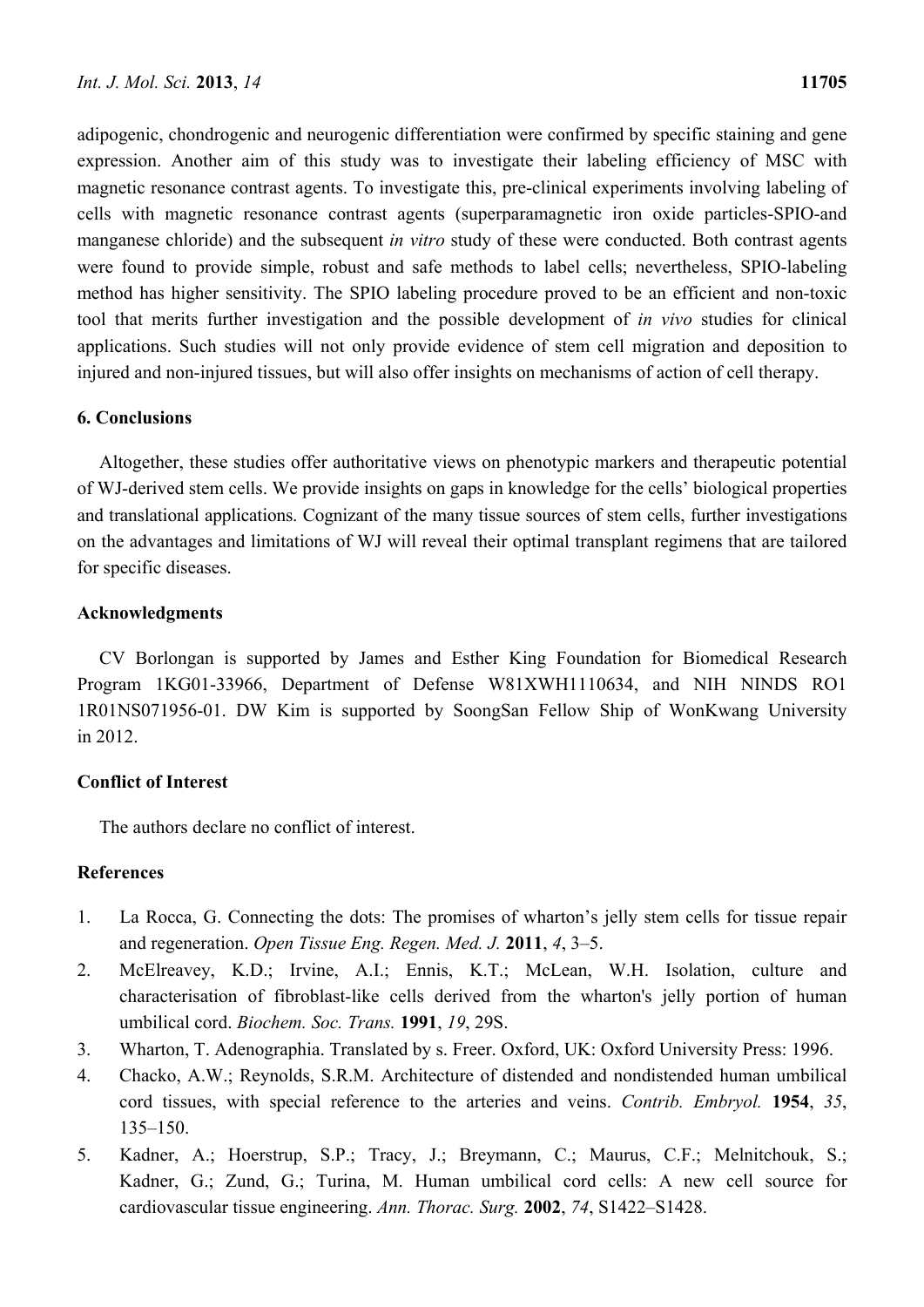adipogenic, chondrogenic and neurogenic differentiation were confirmed by specific staining and gene expression. Another aim of this study was to investigate their labeling efficiency of MSC with magnetic resonance contrast agents. To investigate this, pre-clinical experiments involving labeling of cells with magnetic resonance contrast agents (superparamagnetic iron oxide particles-SPIO-and manganese chloride) and the subsequent *in vitro* study of these were conducted. Both contrast agents were found to provide simple, robust and safe methods to label cells; nevertheless, SPIO-labeling method has higher sensitivity. The SPIO labeling procedure proved to be an efficient and non-toxic tool that merits further investigation and the possible development of *in vivo* studies for clinical applications. Such studies will not only provide evidence of stem cell migration and deposition to injured and non-injured tissues, but will also offer insights on mechanisms of action of cell therapy.

## 6. Conclusions

Altogether, these studies offer authoritative views on phenotypic markers and therapeutic potential of WJ-derived stem cells. We provide insights on gaps in knowledge for the cells' biological properties and translational applications. Cognizant of the many tissue sources of stem cells, further investigations on the advantages and limitations of WJ will reveal their optimal transplant regimens that are tailored for specific diseases.

## Acknowledgments

CV Borlongan is supported by James and Esther King Foundation for Biomedical Research Program 1KG01-33966, Department of Defense W81XWH1110634, and NIH NINDS RO1 1R01NS071956-01. DW Kim is supported by SoongSan Fellow Ship of WonKwang University in 2012.

## Conflict of Interest

The authors declare no conflict of interest.

## References

1. La Rocca, G. Connecting the dots: The promises of wharton's jelly stem cells for tissue repair and regeneration. *Open Tissue Eng. Regen. Med. J.* **2011**, *4*, 3–5.
2. McElreavey, K.D.; Irvine, A.I.; Ennis, K.T.; McLean, W.H. Isolation, culture and characterisation of fibroblast-like cells derived from the wharton's jelly portion of human umbilical cord. *Biochem. Soc. Trans.* **1991**, *19*, 29S.
3. Wharton, T. Adenographia. Translated by s. Freer. Oxford, UK: Oxford University Press: 1996.
4. Chacko, A.W.; Reynolds, S.R.M. Architecture of distended and nondistended human umbilical cord tissues, with special reference to the arteries and veins. *Contrib. Embryol.* **1954**, *35*, 135–150.
5. Kadner, A.; Hoerstrup, S.P.; Tracy, J.; Breymann, C.; Maurus, C.F.; Melnitchouk, S.; Kadner, G.; Zund, G.; Turina, M. Human umbilical cord cells: A new cell source for cardiovascular tissue engineering. *Ann. Thorac. Surg.* **2002**, *74*, S1422–S1428.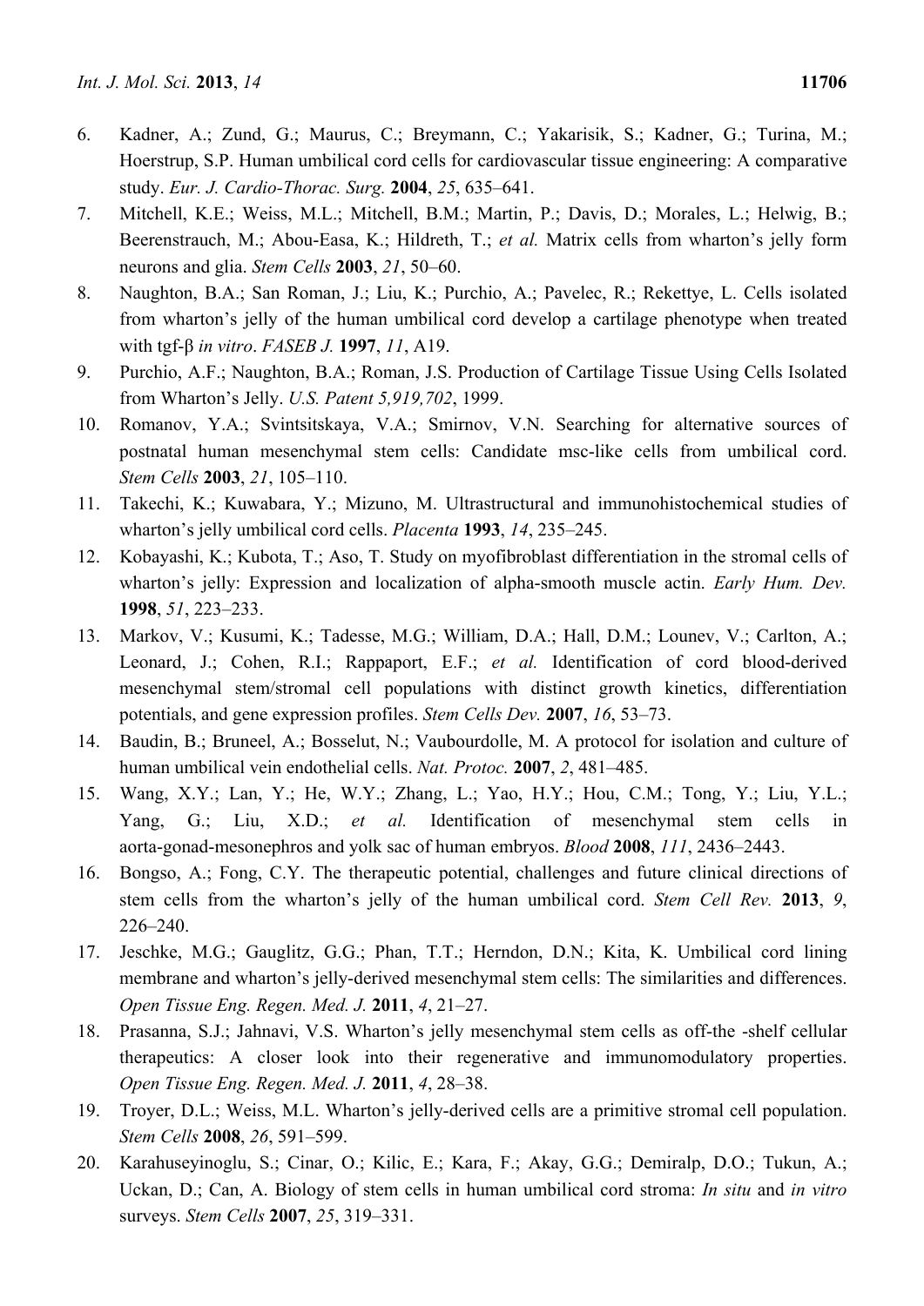6. Kadner, A.; Zund, G.; Maurus, C.; Breymann, C.; Yakarisik, S.; Kadner, G.; Turina, M.; Hoerstrup, S.P. Human umbilical cord cells for cardiovascular tissue engineering: A comparative study. *Eur. J. Cardio-Thorac. Surg.* **2004**, *25*, 635–641.
7. Mitchell, K.E.; Weiss, M.L.; Mitchell, B.M.; Martin, P.; Davis, D.; Morales, L.; Helwig, B.; Beerenstrauch, M.; Abou-Easa, K.; Hildreth, T.; *et al.* Matrix cells from wharton's jelly form neurons and glia. *Stem Cells* **2003**, *21*, 50–60.
8. Naughton, B.A.; San Roman, J.; Liu, K.; Purchio, A.; Pavelec, R.; Rekettye, L. Cells isolated from wharton's jelly of the human umbilical cord develop a cartilage phenotype when treated with tgf-β *in vitro*. *FASEB J.* **1997**, *11*, A19.
9. Purchio, A.F.; Naughton, B.A.; Roman, J.S. Production of Cartilage Tissue Using Cells Isolated from Wharton's Jelly. *U.S. Patent 5,919,702*, 1999.
10. Romanov, Y.A.; Svintsitskaya, V.A.; Smirnov, V.N. Searching for alternative sources of postnatal human mesenchymal stem cells: Candidate msc-like cells from umbilical cord. *Stem Cells* **2003**, *21*, 105–110.
11. Takechi, K.; Kuwabara, Y.; Mizuno, M. Ultrastructural and immunohistochemical studies of wharton's jelly umbilical cord cells. *Placenta* **1993**, *14*, 235–245.
12. Kobayashi, K.; Kubota, T.; Aso, T. Study on myofibroblast differentiation in the stromal cells of wharton's jelly: Expression and localization of alpha-smooth muscle actin. *Early Hum. Dev.* **1998**, *51*, 223–233.
13. Markov, V.; Kusumi, K.; Tadesse, M.G.; William, D.A.; Hall, D.M.; Lounev, V.; Carlton, A.; Leonard, J.; Cohen, R.I.; Rappaport, E.F.; *et al.* Identification of cord blood-derived mesenchymal stem/stromal cell populations with distinct growth kinetics, differentiation potentials, and gene expression profiles. *Stem Cells Dev.* **2007**, *16*, 53–73.
14. Baudin, B.; Bruneel, A.; Bosselut, N.; Vaubourdolle, M. A protocol for isolation and culture of human umbilical vein endothelial cells. *Nat. Protoc.* **2007**, *2*, 481–485.
15. Wang, X.Y.; Lan, Y.; He, W.Y.; Zhang, L.; Yao, H.Y.; Hou, C.M.; Tong, Y.; Liu, Y.L.; Yang, G.; Liu, X.D.; *et al.* Identification of mesenchymal stem cells in aorta-gonad-mesonephros and yolk sac of human embryos. *Blood* **2008**, *111*, 2436–2443.
16. Bongso, A.; Fong, C.Y. The therapeutic potential, challenges and future clinical directions of stem cells from the wharton's jelly of the human umbilical cord. *Stem Cell Rev.* **2013**, *9*, 226–240.
17. Jeschke, M.G.; Gauglitz, G.G.; Phan, T.T.; Herndon, D.N.; Kita, K. Umbilical cord lining membrane and wharton's jelly-derived mesenchymal stem cells: The similarities and differences. *Open Tissue Eng. Regen. Med. J.* **2011**, *4*, 21–27.
18. Prasanna, S.J.; Jahnavi, V.S. Wharton's jelly mesenchymal stem cells as off-the -shelf cellular therapeutics: A closer look into their regenerative and immunomodulatory properties. *Open Tissue Eng. Regen. Med. J.* **2011**, *4*, 28–38.
19. Troyer, D.L.; Weiss, M.L. Wharton's jelly-derived cells are a primitive stromal cell population. *Stem Cells* **2008**, *26*, 591–599.
20. Karahuseyinoglu, S.; Cinar, O.; Kilic, E.; Kara, F.; Akay, G.G.; Demiralp, D.O.; Tukun, A.; Uckan, D.; Can, A. Biology of stem cells in human umbilical cord stroma: *In situ* and *in vitro* surveys. *Stem Cells* **2007**, *25*, 319–331.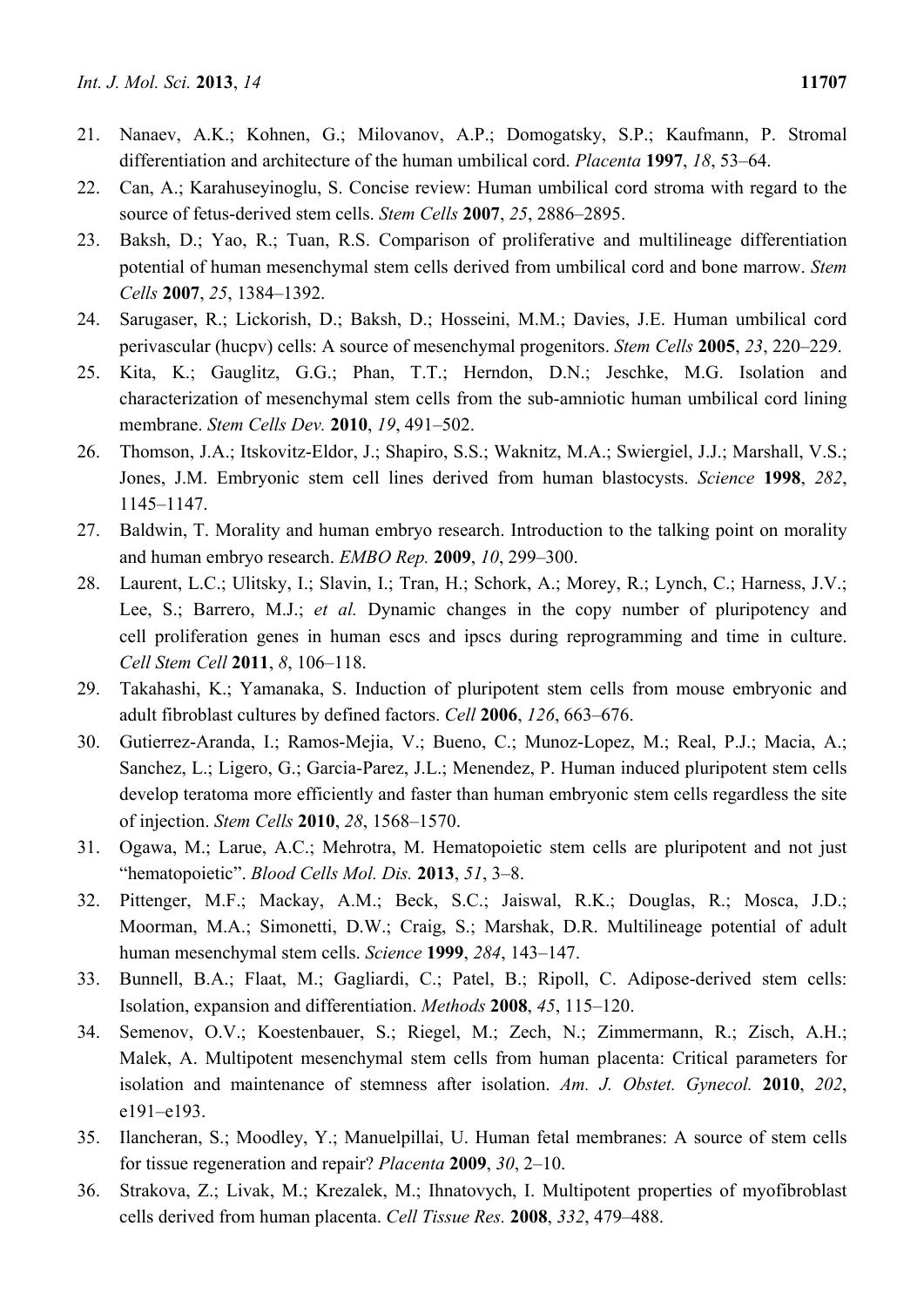21. Nanaev, A.K.; Kohnen, G.; Milovanov, A.P.; Domogatsky, S.P.; Kaufmann, P. Stromal differentiation and architecture of the human umbilical cord. *Placenta* **1997**, *18*, 53–64.
22. Can, A.; Karahuseyinoglu, S. Concise review: Human umbilical cord stroma with regard to the source of fetus-derived stem cells. *Stem Cells* **2007**, *25*, 2886–2895.
23. Baksh, D.; Yao, R.; Tuan, R.S. Comparison of proliferative and multilineage differentiation potential of human mesenchymal stem cells derived from umbilical cord and bone marrow. *Stem Cells* **2007**, *25*, 1384–1392.
24. Sarugaser, R.; Lickorish, D.; Baksh, D.; Hosseini, M.M.; Davies, J.E. Human umbilical cord perivascular (hucpv) cells: A source of mesenchymal progenitors. *Stem Cells* **2005**, *23*, 220–229.
25. Kita, K.; Gauglitz, G.G.; Phan, T.T.; Herndon, D.N.; Jeschke, M.G. Isolation and characterization of mesenchymal stem cells from the sub-amniotic human umbilical cord lining membrane. *Stem Cells Dev.* **2010**, *19*, 491–502.
26. Thomson, J.A.; Itskovitz-Eldor, J.; Shapiro, S.S.; Waknitz, M.A.; Swiergiel, J.J.; Marshall, V.S.; Jones, J.M. Embryonic stem cell lines derived from human blastocysts. *Science* **1998**, *282*, 1145–1147.
27. Baldwin, T. Morality and human embryo research. Introduction to the talking point on morality and human embryo research. *EMBO Rep.* **2009**, *10*, 299–300.
28. Laurent, L.C.; Ulitsky, I.; Slavin, I.; Tran, H.; Schork, A.; Morey, R.; Lynch, C.; Harness, J.V.; Lee, S.; Barrero, M.J.; *et al.* Dynamic changes in the copy number of pluripotency and cell proliferation genes in human escs and ipscs during reprogramming and time in culture. *Cell Stem Cell* **2011**, *8*, 106–118.
29. Takahashi, K.; Yamanaka, S. Induction of pluripotent stem cells from mouse embryonic and adult fibroblast cultures by defined factors. *Cell* **2006**, *126*, 663–676.
30. Gutierrez-Aranda, I.; Ramos-Mejia, V.; Bueno, C.; Munoz-Lopez, M.; Real, P.J.; Macia, A.; Sanchez, L.; Ligero, G.; Garcia-Parez, J.L.; Menendez, P. Human induced pluripotent stem cells develop teratoma more efficiently and faster than human embryonic stem cells regardless the site of injection. *Stem Cells* **2010**, *28*, 1568–1570.
31. Ogawa, M.; Larue, A.C.; Mehrotra, M. Hematopoietic stem cells are pluripotent and not just "hematopoietic". *Blood Cells Mol. Dis.* **2013**, *51*, 3–8.
32. Pittenger, M.F.; Mackay, A.M.; Beck, S.C.; Jaiswal, R.K.; Douglas, R.; Mosca, J.D.; Moorman, M.A.; Simonetti, D.W.; Craig, S.; Marshak, D.R. Multilineage potential of adult human mesenchymal stem cells. *Science* **1999**, *284*, 143–147.
33. Bunnell, B.A.; Flaat, M.; Gagliardi, C.; Patel, B.; Ripoll, C. Adipose-derived stem cells: Isolation, expansion and differentiation. *Methods* **2008**, *45*, 115–120.
34. Semenov, O.V.; Koestenbauer, S.; Riegel, M.; Zech, N.; Zimmermann, R.; Zisch, A.H.; Malek, A. Multipotent mesenchymal stem cells from human placenta: Critical parameters for isolation and maintenance of stemness after isolation. *Am. J. Obstet. Gynecol.* **2010**, *202*, e191–e193.
35. Ilancheran, S.; Moodley, Y.; Manuelpillai, U. Human fetal membranes: A source of stem cells for tissue regeneration and repair? *Placenta* **2009**, *30*, 2–10.
36. Strakova, Z.; Livak, M.; Krezalek, M.; Ihnatovych, I. Multipotent properties of myofibroblast cells derived from human placenta. *Cell Tissue Res.* **2008**, *332*, 479–488.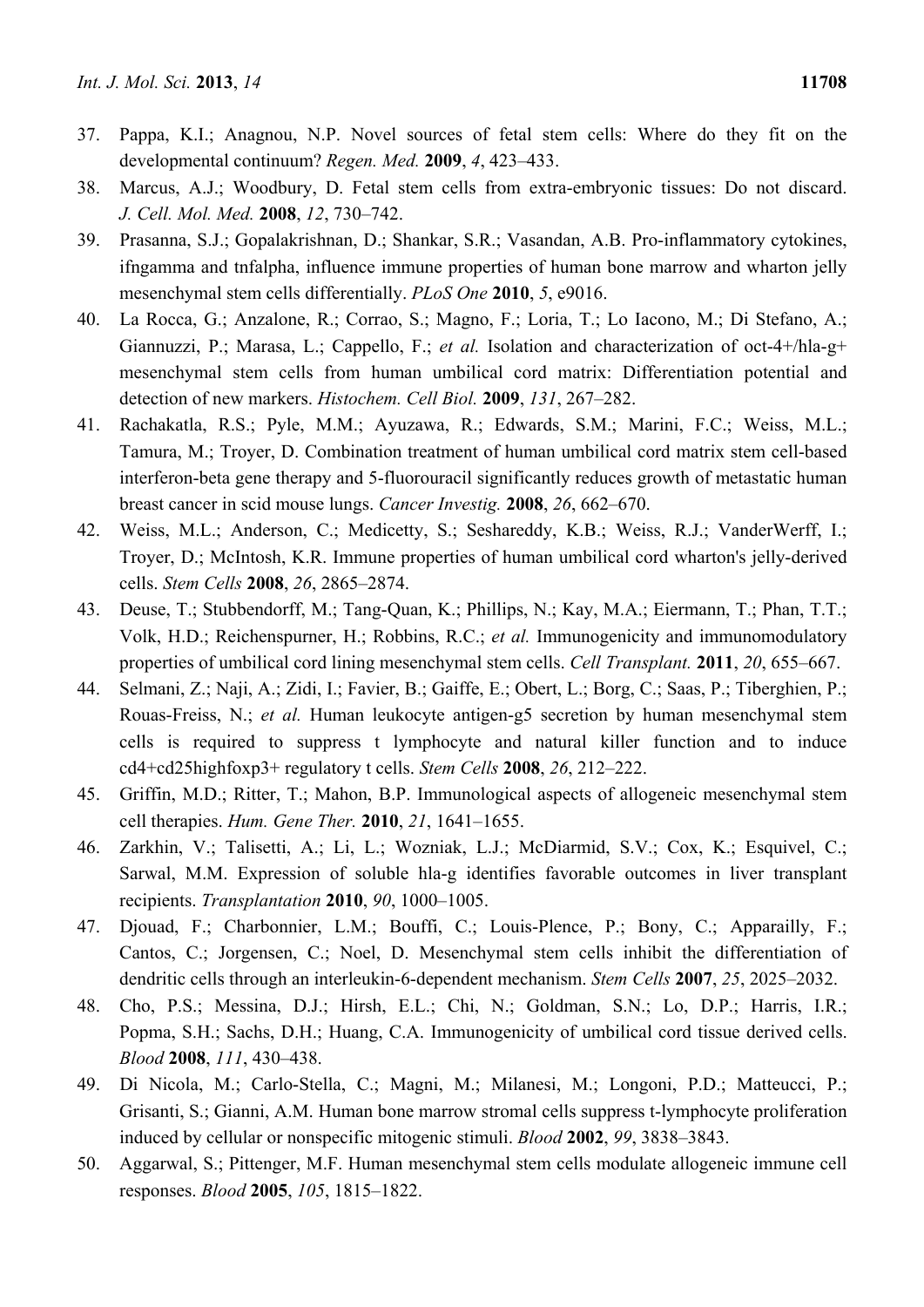37. Pappa, K.I.; Anagnou, N.P. Novel sources of fetal stem cells: Where do they fit on the developmental continuum? *Regen. Med.* **2009**, *4*, 423–433.
38. Marcus, A.J.; Woodbury, D. Fetal stem cells from extra-embryonic tissues: Do not discard. *J. Cell. Mol. Med.* **2008**, *12*, 730–742.
39. Prasanna, S.J.; Gopalakrishnan, D.; Shankar, S.R.; Vasandan, A.B. Pro-inflammatory cytokines, ifngamma and tnfalpha, influence immune properties of human bone marrow and wharton jelly mesenchymal stem cells differentially. *PLoS One* **2010**, *5*, e9016.
40. La Rocca, G.; Anzalone, R.; Corrao, S.; Magno, F.; Loria, T.; Lo Iacono, M.; Di Stefano, A.; Giannuzzi, P.; Marasa, L.; Cappello, F.; *et al.* Isolation and characterization of oct-4+/hla-g+ mesenchymal stem cells from human umbilical cord matrix: Differentiation potential and detection of new markers. *Histochem. Cell Biol.* **2009**, *131*, 267–282.
41. Rachakatla, R.S.; Pyle, M.M.; Ayuzawa, R.; Edwards, S.M.; Marini, F.C.; Weiss, M.L.; Tamura, M.; Troyer, D. Combination treatment of human umbilical cord matrix stem cell-based interferon-beta gene therapy and 5-fluorouracil significantly reduces growth of metastatic human breast cancer in scid mouse lungs. *Cancer Investig.* **2008**, *26*, 662–670.
42. Weiss, M.L.; Anderson, C.; Medicetty, S.; Seshareddy, K.B.; Weiss, R.J.; VanderWerff, I.; Troyer, D.; McIntosh, K.R. Immune properties of human umbilical cord wharton's jelly-derived cells. *Stem Cells* **2008**, *26*, 2865–2874.
43. Deuse, T.; Stubbendorff, M.; Tang-Quan, K.; Phillips, N.; Kay, M.A.; Eiermann, T.; Phan, T.T.; Volk, H.D.; Reichenspurner, H.; Robbins, R.C.; *et al.* Immunogenicity and immunomodulatory properties of umbilical cord lining mesenchymal stem cells. *Cell Transplant.* **2011**, *20*, 655–667.
44. Selmani, Z.; Naji, A.; Zidi, I.; Favier, B.; Gaiffe, E.; Obert, L.; Borg, C.; Saas, P.; Tiberghien, P.; Rouas-Freiss, N.; *et al.* Human leukocyte antigen-g5 secretion by human mesenchymal stem cells is required to suppress t lymphocyte and natural killer function and to induce cd4+cd25highfoxp3+ regulatory t cells. *Stem Cells* **2008**, *26*, 212–222.
45. Griffin, M.D.; Ritter, T.; Mahon, B.P. Immunological aspects of allogeneic mesenchymal stem cell therapies. *Hum. Gene Ther.* **2010**, *21*, 1641–1655.
46. Zarkhin, V.; Talisetti, A.; Li, L.; Wozniak, L.J.; McDiarmid, S.V.; Cox, K.; Esquivel, C.; Sarwal, M.M. Expression of soluble hla-g identifies favorable outcomes in liver transplant recipients. *Transplantation* **2010**, *90*, 1000–1005.
47. Djouad, F.; Charbonnier, L.M.; Bouffi, C.; Louis-Plence, P.; Bony, C.; Apparailly, F.; Cantos, C.; Jorgensen, C.; Noel, D. Mesenchymal stem cells inhibit the differentiation of dendritic cells through an interleukin-6-dependent mechanism. *Stem Cells* **2007**, *25*, 2025–2032.
48. Cho, P.S.; Messina, D.J.; Hirsh, E.L.; Chi, N.; Goldman, S.N.; Lo, D.P.; Harris, I.R.; Popma, S.H.; Sachs, D.H.; Huang, C.A. Immunogenicity of umbilical cord tissue derived cells. *Blood* **2008**, *111*, 430–438.
49. Di Nicola, M.; Carlo-Stella, C.; Magni, M.; Milanesi, M.; Longoni, P.D.; Matteucci, P.; Grisanti, S.; Gianni, A.M. Human bone marrow stromal cells suppress t-lymphocyte proliferation induced by cellular or nonspecific mitogenic stimuli. *Blood* **2002**, *99*, 3838–3843.
50. Aggarwal, S.; Pittenger, M.F. Human mesenchymal stem cells modulate allogeneic immune cell responses. *Blood* **2005**, *105*, 1815–1822.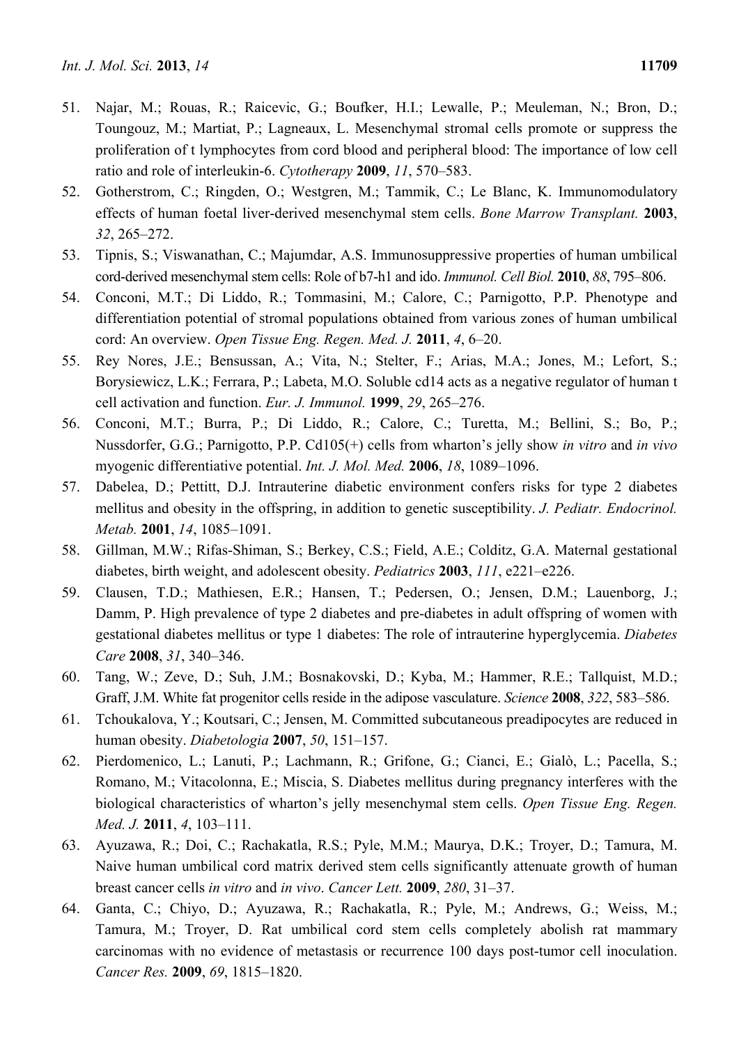51. Najar, M.; Rouas, R.; Raicevic, G.; Boufker, H.I.; Lewalle, P.; Meuleman, N.; Bron, D.; Toungouz, M.; Martiat, P.; Lagneaux, L. Mesenchymal stromal cells promote or suppress the proliferation of t lymphocytes from cord blood and peripheral blood: The importance of low cell ratio and role of interleukin-6. *Cytotherapy* **2009**, *11*, 570–583.
52. Gotherstrom, C.; Ringden, O.; Westgren, M.; Tammik, C.; Le Blanc, K. Immunomodulatory effects of human foetal liver-derived mesenchymal stem cells. *Bone Marrow Transplant.* **2003**, *32*, 265–272.
53. Tipnis, S.; Viswanathan, C.; Majumdar, A.S. Immunosuppressive properties of human umbilical cord-derived mesenchymal stem cells: Role of b7-h1 and ido. *Immunol. Cell Biol.* **2010**, *88*, 795–806.
54. Conconi, M.T.; Di Liddo, R.; Tommasini, M.; Calore, C.; Parnigotto, P.P. Phenotype and differentiation potential of stromal populations obtained from various zones of human umbilical cord: An overview. *Open Tissue Eng. Regen. Med. J.* **2011**, *4*, 6–20.
55. Rey Nores, J.E.; Bensussan, A.; Vita, N.; Stelter, F.; Arias, M.A.; Jones, M.; Lefort, S.; Borysiewicz, L.K.; Ferrara, P.; Labeta, M.O. Soluble cd14 acts as a negative regulator of human t cell activation and function. *Eur. J. Immunol.* **1999**, *29*, 265–276.
56. Conconi, M.T.; Burra, P.; Di Liddo, R.; Calore, C.; Turetta, M.; Bellini, S.; Bo, P.; Nussdorfer, G.G.; Parnigotto, P.P. Cd105(+) cells from wharton's jelly show *in vitro* and *in vivo* myogenic differentiative potential. *Int. J. Mol. Med.* **2006**, *18*, 1089–1096.
57. Dabelea, D.; Pettitt, D.J. Intrauterine diabetic environment confers risks for type 2 diabetes mellitus and obesity in the offspring, in addition to genetic susceptibility. *J. Pediatr. Endocrinol. Metab.* **2001**, *14*, 1085–1091.
58. Gillman, M.W.; Rifas-Shiman, S.; Berkey, C.S.; Field, A.E.; Colditz, G.A. Maternal gestational diabetes, birth weight, and adolescent obesity. *Pediatrics* **2003**, *111*, e221–e226.
59. Clausen, T.D.; Mathiesen, E.R.; Hansen, T.; Pedersen, O.; Jensen, D.M.; Lauenborg, J.; Damm, P. High prevalence of type 2 diabetes and pre-diabetes in adult offspring of women with gestational diabetes mellitus or type 1 diabetes: The role of intrauterine hyperglycemia. *Diabetes Care* **2008**, *31*, 340–346.
60. Tang, W.; Zeve, D.; Suh, J.M.; Bosnakovski, D.; Kyba, M.; Hammer, R.E.; Tallquist, M.D.; Graff, J.M. White fat progenitor cells reside in the adipose vasculature. *Science* **2008**, *322*, 583–586.
61. Tchoukalova, Y.; Koutsari, C.; Jensen, M. Committed subcutaneous preadipocytes are reduced in human obesity. *Diabetologia* **2007**, *50*, 151–157.
62. Pierdomenico, L.; Lanuti, P.; Lachmann, R.; Grifone, G.; Cianci, E.; Gialò, L.; Pacella, S.; Romano, M.; Vitacolonna, E.; Miscia, S. Diabetes mellitus during pregnancy interferes with the biological characteristics of wharton's jelly mesenchymal stem cells. *Open Tissue Eng. Regen. Med. J.* **2011**, *4*, 103–111.
63. Ayuzawa, R.; Doi, C.; Rachakatla, R.S.; Pyle, M.M.; Maurya, D.K.; Troyer, D.; Tamura, M. Naive human umbilical cord matrix derived stem cells significantly attenuate growth of human breast cancer cells *in vitro* and *in vivo*. *Cancer Lett.* **2009**, *280*, 31–37.
64. Ganta, C.; Chiyo, D.; Ayuzawa, R.; Rachakatla, R.; Pyle, M.; Andrews, G.; Weiss, M.; Tamura, M.; Troyer, D. Rat umbilical cord stem cells completely abolish rat mammary carcinomas with no evidence of metastasis or recurrence 100 days post-tumor cell inoculation. *Cancer Res.* **2009**, *69*, 1815–1820.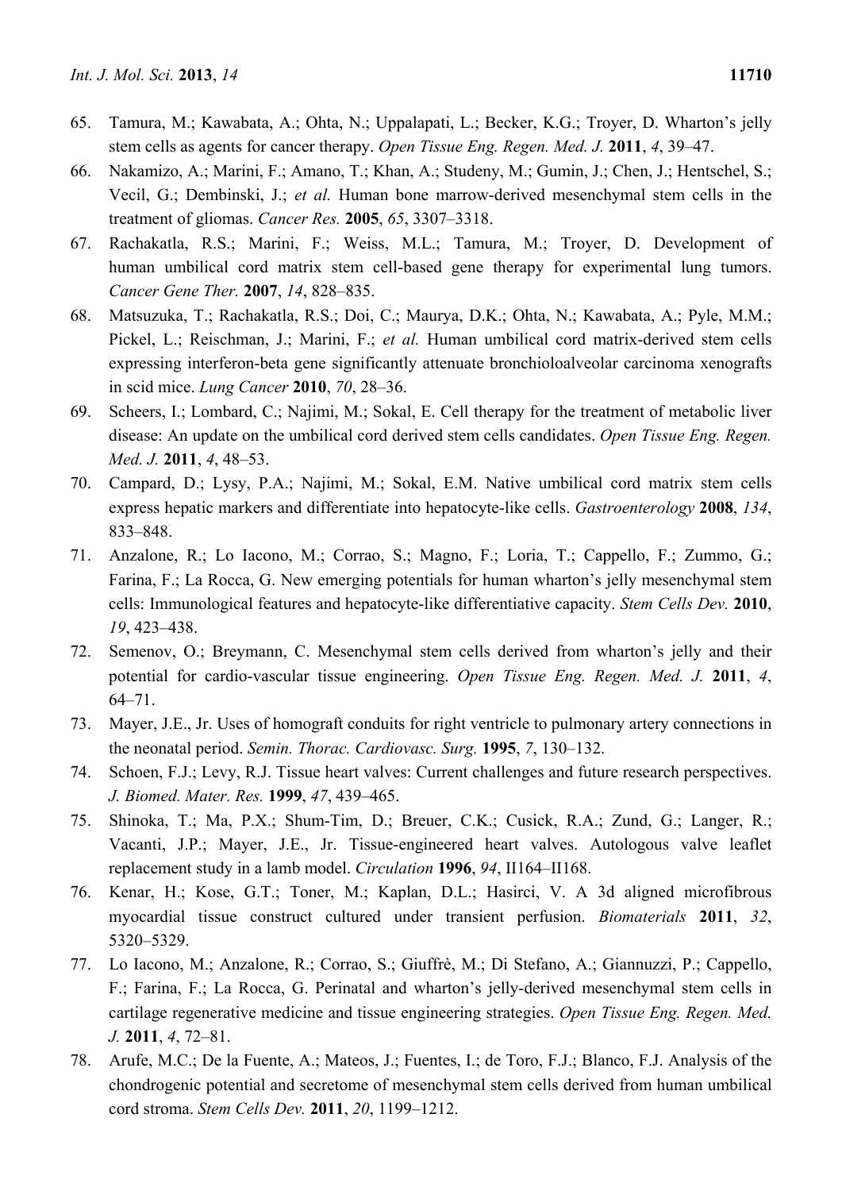65. Tamura, M.; Kawabata, A.; Ohta, N.; Uppalapati, L.; Becker, K.G.; Troyer, D. Wharton's jelly stem cells as agents for cancer therapy. *Open Tissue Eng. Regen. Med. J.* **2011**, *4*, 39–47.
66. Nakamizo, A.; Marini, F.; Amano, T.; Khan, A.; Studeny, M.; Gumin, J.; Chen, J.; Hentschel, S.; Vecil, G.; Dembinski, J.; *et al.* Human bone marrow-derived mesenchymal stem cells in the treatment of gliomas. *Cancer Res.* **2005**, *65*, 3307–3318.
67. Rachakatla, R.S.; Marini, F.; Weiss, M.L.; Tamura, M.; Troyer, D. Development of human umbilical cord matrix stem cell-based gene therapy for experimental lung tumors. *Cancer Gene Ther.* **2007**, *14*, 828–835.
68. Matsuzuka, T.; Rachakatla, R.S.; Doi, C.; Maurya, D.K.; Ohta, N.; Kawabata, A.; Pyle, M.M.; Pickel, L.; Reischman, J.; Marini, F.; *et al.* Human umbilical cord matrix-derived stem cells expressing interferon-beta gene significantly attenuate bronchioloalveolar carcinoma xenografts in scid mice. *Lung Cancer* **2010**, *70*, 28–36.
69. Scheers, I.; Lombard, C.; Najimi, M.; Sokal, E. Cell therapy for the treatment of metabolic liver disease: An update on the umbilical cord derived stem cells candidates. *Open Tissue Eng. Regen. Med. J.* **2011**, *4*, 48–53.
70. Campard, D.; Lysy, P.A.; Najimi, M.; Sokal, E.M. Native umbilical cord matrix stem cells express hepatic markers and differentiate into hepatocyte-like cells. *Gastroenterology* **2008**, *134*, 833–848.
71. Anzalone, R.; Lo Iacono, M.; Corrao, S.; Magno, F.; Loria, T.; Cappello, F.; Zummo, G.; Farina, F.; La Rocca, G. New emerging potentials for human wharton's jelly mesenchymal stem cells: Immunological features and hepatocyte-like differentiative capacity. *Stem Cells Dev.* **2010**, *19*, 423–438.
72. Semenov, O.; Breymann, C. Mesenchymal stem cells derived from wharton's jelly and their potential for cardio-vascular tissue engineering. *Open Tissue Eng. Regen. Med. J.* **2011**, *4*, 64–71.
73. Mayer, J.E., Jr. Uses of homograft conduits for right ventricle to pulmonary artery connections in the neonatal period. *Semin. Thorac. Cardiovasc. Surg.* **1995**, *7*, 130–132.
74. Schoen, F.J.; Levy, R.J. Tissue heart valves: Current challenges and future research perspectives. *J. Biomed. Mater. Res.* **1999**, *47*, 439–465.
75. Shinoka, T.; Ma, P.X.; Shum-Tim, D.; Breuer, C.K.; Cusick, R.A.; Zund, G.; Langer, R.; Vacanti, J.P.; Mayer, J.E., Jr. Tissue-engineered heart valves. Autologous valve leaflet replacement study in a lamb model. *Circulation* **1996**, *94*, II164–II168.
76. Kenar, H.; Kose, G.T.; Toner, M.; Kaplan, D.L.; Hasirci, V. A 3d aligned microfibrous myocardial tissue construct cultured under transient perfusion. *Biomaterials* **2011**, *32*, 5320–5329.
77. Lo Iacono, M.; Anzalone, R.; Corrao, S.; Giuffrè, M.; Di Stefano, A.; Giannuzzi, P.; Cappello, F.; Farina, F.; La Rocca, G. Perinatal and wharton's jelly-derived mesenchymal stem cells in cartilage regenerative medicine and tissue engineering strategies. *Open Tissue Eng. Regen. Med. J.* **2011**, *4*, 72–81.
78. Arufe, M.C.; De la Fuente, A.; Mateos, J.; Fuentes, I.; de Toro, F.J.; Blanco, F.J. Analysis of the chondrogenic potential and secretome of mesenchymal stem cells derived from human umbilical cord stroma. *Stem Cells Dev.* **2011**, *20*, 1199–1212.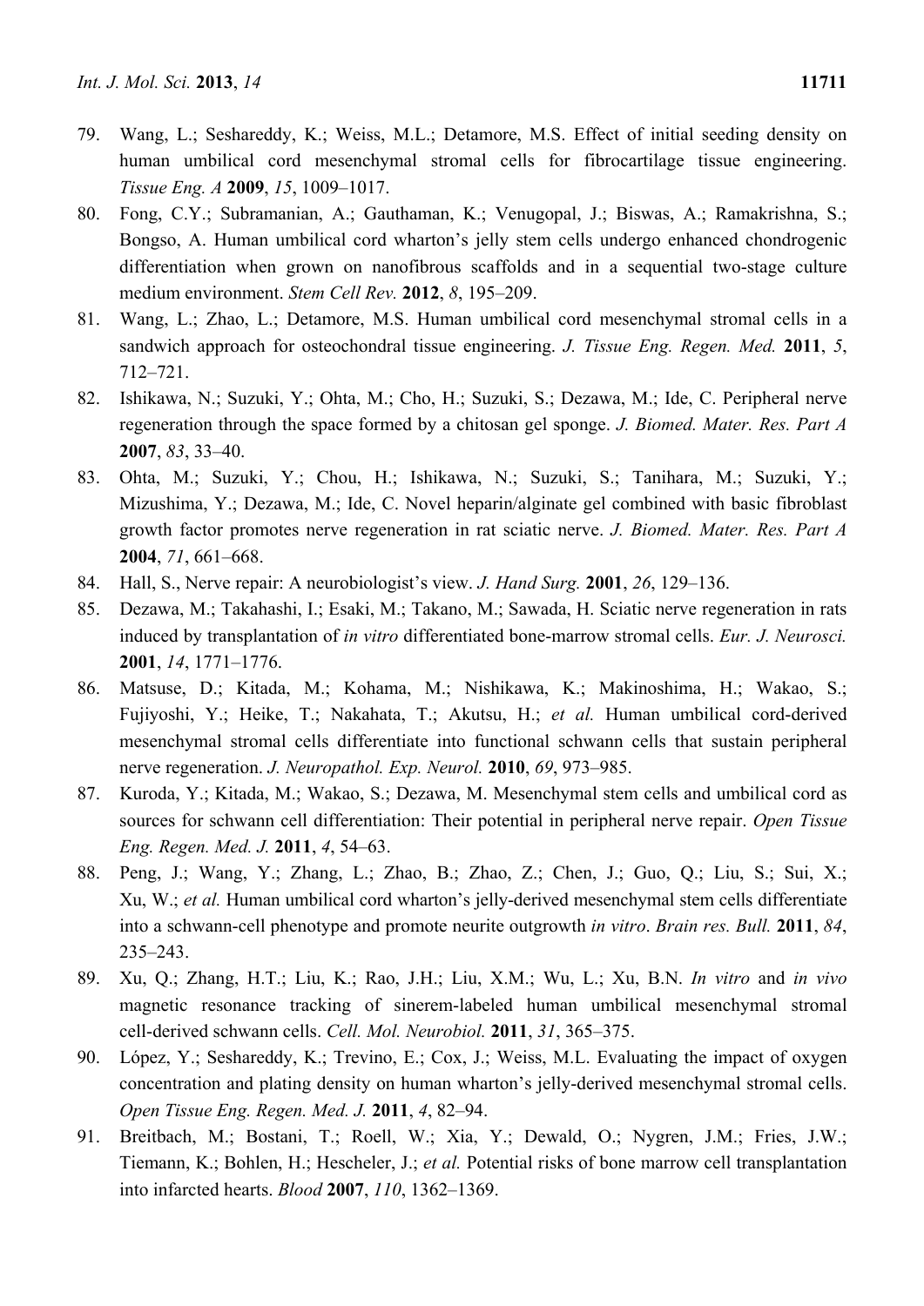79. Wang, L.; Seshareddy, K.; Weiss, M.L.; Detamore, M.S. Effect of initial seeding density on human umbilical cord mesenchymal stromal cells for fibrocartilage tissue engineering. *Tissue Eng. A* **2009**, *15*, 1009–1017.
80. Fong, C.Y.; Subramanian, A.; Gauthaman, K.; Venugopal, J.; Biswas, A.; Ramakrishna, S.; Bongso, A. Human umbilical cord wharton's jelly stem cells undergo enhanced chondrogenic differentiation when grown on nanofibrous scaffolds and in a sequential two-stage culture medium environment. *Stem Cell Rev.* **2012**, *8*, 195–209.
81. Wang, L.; Zhao, L.; Detamore, M.S. Human umbilical cord mesenchymal stromal cells in a sandwich approach for osteochondral tissue engineering. *J. Tissue Eng. Regen. Med.* **2011**, *5*, 712–721.
82. Ishikawa, N.; Suzuki, Y.; Ohta, M.; Cho, H.; Suzuki, S.; Dezawa, M.; Ide, C. Peripheral nerve regeneration through the space formed by a chitosan gel sponge. *J. Biomed. Mater. Res. Part A* **2007**, *83*, 33–40.
83. Ohta, M.; Suzuki, Y.; Chou, H.; Ishikawa, N.; Suzuki, S.; Tanihara, M.; Suzuki, Y.; Mizushima, Y.; Dezawa, M.; Ide, C. Novel heparin/alginate gel combined with basic fibroblast growth factor promotes nerve regeneration in rat sciatic nerve. *J. Biomed. Mater. Res. Part A* **2004**, *71*, 661–668.
84. Hall, S., Nerve repair: A neurobiologist's view. *J. Hand Surg.* **2001**, *26*, 129–136.
85. Dezawa, M.; Takahashi, I.; Esaki, M.; Takano, M.; Sawada, H. Sciatic nerve regeneration in rats induced by transplantation of *in vitro* differentiated bone-marrow stromal cells. *Eur. J. Neurosci.* **2001**, *14*, 1771–1776.
86. Matsuse, D.; Kitada, M.; Kohama, M.; Nishikawa, K.; Makinoshima, H.; Wakao, S.; Fujiyoshi, Y.; Heike, T.; Nakahata, T.; Akutsu, H.; *et al.* Human umbilical cord-derived mesenchymal stromal cells differentiate into functional schwann cells that sustain peripheral nerve regeneration. *J. Neuropathol. Exp. Neurol.* **2010**, *69*, 973–985.
87. Kuroda, Y.; Kitada, M.; Wakao, S.; Dezawa, M. Mesenchymal stem cells and umbilical cord as sources for schwann cell differentiation: Their potential in peripheral nerve repair. *Open Tissue Eng. Regen. Med. J.* **2011**, *4*, 54–63.
88. Peng, J.; Wang, Y.; Zhang, L.; Zhao, B.; Zhao, Z.; Chen, J.; Guo, Q.; Liu, S.; Sui, X.; Xu, W.; *et al.* Human umbilical cord wharton's jelly-derived mesenchymal stem cells differentiate into a schwann-cell phenotype and promote neurite outgrowth *in vitro*. *Brain res. Bull.* **2011**, *84*, 235–243.
89. Xu, Q.; Zhang, H.T.; Liu, K.; Rao, J.H.; Liu, X.M.; Wu, L.; Xu, B.N. *In vitro* and *in vivo* magnetic resonance tracking of sinerem-labeled human umbilical mesenchymal stromal cell-derived schwann cells. *Cell. Mol. Neurobiol.* **2011**, *31*, 365–375.
90. López, Y.; Seshareddy, K.; Trevino, E.; Cox, J.; Weiss, M.L. Evaluating the impact of oxygen concentration and plating density on human wharton's jelly-derived mesenchymal stromal cells. *Open Tissue Eng. Regen. Med. J.* **2011**, *4*, 82–94.
91. Breitbach, M.; Bostani, T.; Roell, W.; Xia, Y.; Dewald, O.; Nygren, J.M.; Fries, J.W.; Tiemann, K.; Bohlen, H.; Hescheler, J.; *et al.* Potential risks of bone marrow cell transplantation into infarcted hearts. *Blood* **2007**, *110*, 1362–1369.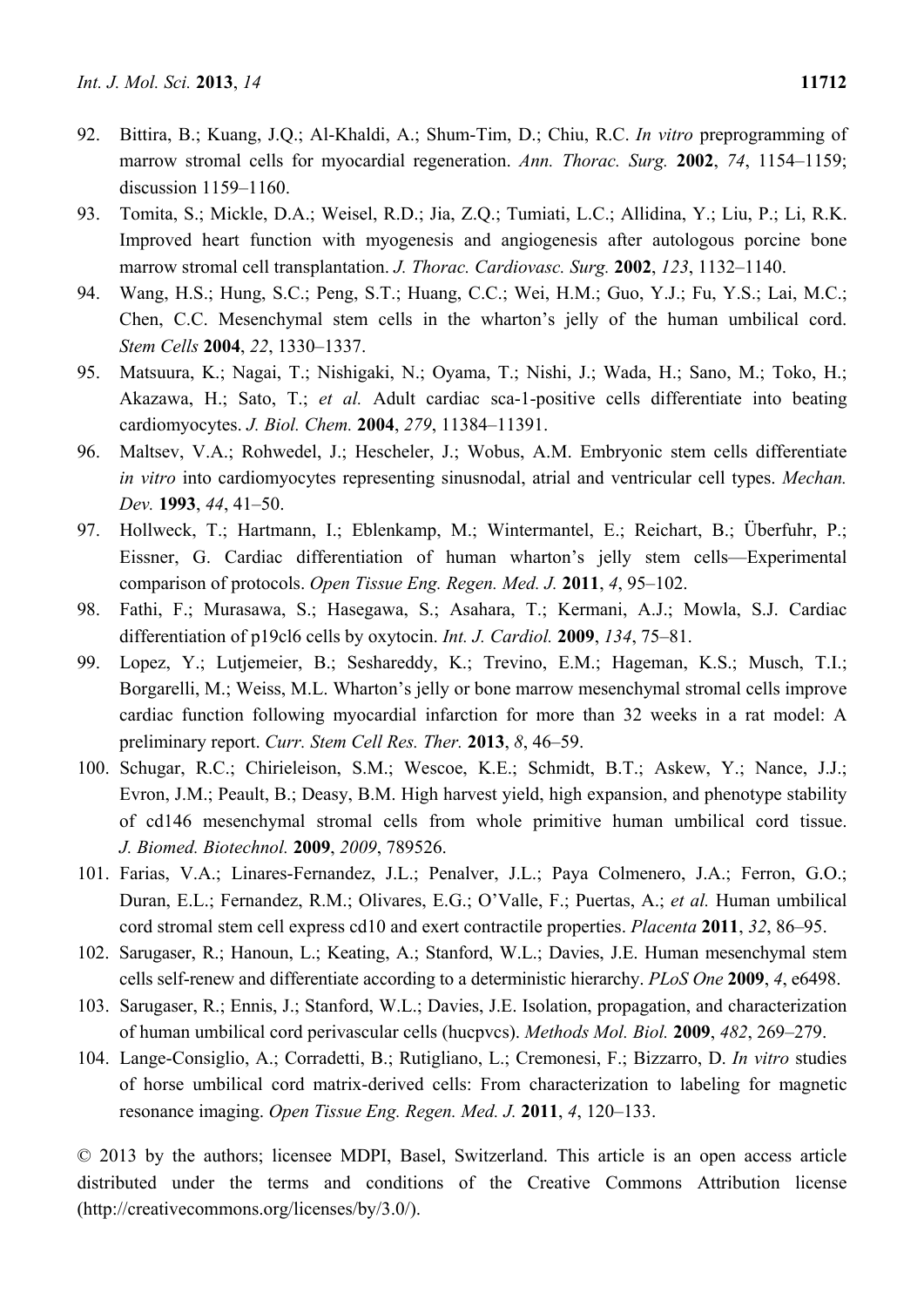92. Bittira, B.; Kuang, J.Q.; Al-Khaldi, A.; Shum-Tim, D.; Chiu, R.C. *In vitro* preprogramming of marrow stromal cells for myocardial regeneration. *Ann. Thorac. Surg.* **2002**, *74*, 1154–1159; discussion 1159–1160.
93. Tomita, S.; Mickle, D.A.; Weisel, R.D.; Jia, Z.Q.; Tumiati, L.C.; Allidina, Y.; Liu, P.; Li, R.K. Improved heart function with myogenesis and angiogenesis after autologous porcine bone marrow stromal cell transplantation. *J. Thorac. Cardiovasc. Surg.* **2002**, *123*, 1132–1140.
94. Wang, H.S.; Hung, S.C.; Peng, S.T.; Huang, C.C.; Wei, H.M.; Guo, Y.J.; Fu, Y.S.; Lai, M.C.; Chen, C.C. Mesenchymal stem cells in the wharton's jelly of the human umbilical cord. *Stem Cells* **2004**, *22*, 1330–1337.
95. Matsuura, K.; Nagai, T.; Nishigaki, N.; Oyama, T.; Nishi, J.; Wada, H.; Sano, M.; Toko, H.; Akazawa, H.; Sato, T.; *et al.* Adult cardiac sca-1-positive cells differentiate into beating cardiomyocytes. *J. Biol. Chem.* **2004**, *279*, 11384–11391.
96. Maltsev, V.A.; Rohwedel, J.; Hescheler, J.; Wobus, A.M. Embryonic stem cells differentiate *in vitro* into cardiomyocytes representing sinusnodal, atrial and ventricular cell types. *Mechan. Dev.* **1993**, *44*, 41–50.
97. Hollweck, T.; Hartmann, I.; Eblenkamp, M.; Wintermantel, E.; Reichart, B.; Überfuhr, P.; Eissner, G. Cardiac differentiation of human wharton's jelly stem cells—Experimental comparison of protocols. *Open Tissue Eng. Regen. Med. J.* **2011**, *4*, 95–102.
98. Fathi, F.; Murasawa, S.; Hasegawa, S.; Asahara, T.; Kermani, A.J.; Mowla, S.J. Cardiac differentiation of p19cl6 cells by oxytocin. *Int. J. Cardiol.* **2009**, *134*, 75–81.
99. Lopez, Y.; Lutjemeier, B.; Seshareddy, K.; Trevino, E.M.; Hageman, K.S.; Musch, T.I.; Borgarelli, M.; Weiss, M.L. Wharton's jelly or bone marrow mesenchymal stromal cells improve cardiac function following myocardial infarction for more than 32 weeks in a rat model: A preliminary report. *Curr. Stem Cell Res. Ther.* **2013**, *8*, 46–59.
100. Schugar, R.C.; Chirieleison, S.M.; Wescoe, K.E.; Schmidt, B.T.; Askew, Y.; Nance, J.J.; Evron, J.M.; Peault, B.; Deasy, B.M. High harvest yield, high expansion, and phenotype stability of cd146 mesenchymal stromal cells from whole primitive human umbilical cord tissue. *J. Biomed. Biotechnol.* **2009**, *2009*, 789526.
101. Farias, V.A.; Linares-Fernandez, J.L.; Penalver, J.L.; Paya Colmenero, J.A.; Ferron, G.O.; Duran, E.L.; Fernandez, R.M.; Olivares, E.G.; O'Valle, F.; Puertas, A.; *et al.* Human umbilical cord stromal stem cell express cd10 and exert contractile properties. *Placenta* **2011**, *32*, 86–95.
102. Sarugaser, R.; Hanoun, L.; Keating, A.; Stanford, W.L.; Davies, J.E. Human mesenchymal stem cells self-renew and differentiate according to a deterministic hierarchy. *PLoS One* **2009**, *4*, e6498.
103. Sarugaser, R.; Ennis, J.; Stanford, W.L.; Davies, J.E. Isolation, propagation, and characterization of human umbilical cord perivascular cells (hucpvcs). *Methods Mol. Biol.* **2009**, *482*, 269–279.
104. Lange-Consiglio, A.; Corradetti, B.; Rutigliano, L.; Cremonesi, F.; Bizzarro, D. *In vitro* studies of horse umbilical cord matrix-derived cells: From characterization to labeling for magnetic resonance imaging. *Open Tissue Eng. Regen. Med. J.* **2011**, *4*, 120–133.

© 2013 by the authors; licensee MDPI, Basel, Switzerland. This article is an open access article distributed under the terms and conditions of the Creative Commons Attribution license (http://creativecommons.org/licenses/by/3.0/).